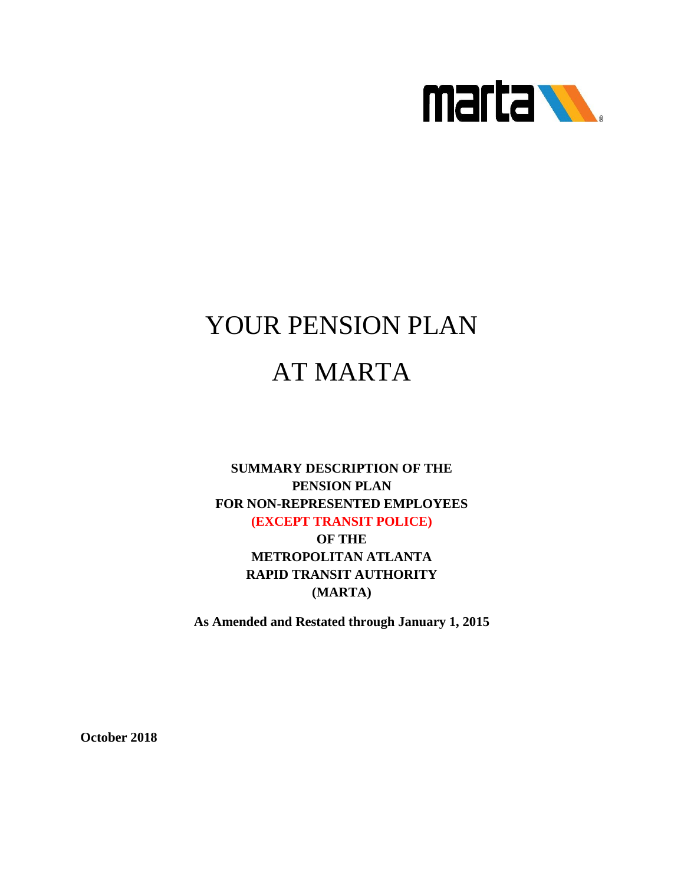# YOUR PENSION PLAN

# AT MARTA

**SUMMARY DESCRIPTION OF THE**
**PENSION PLAN**
**FOR NON-REPRESENTED EMPLOYEES**
**(EXCEPT TRANSIT POLICE)**
**OF THE**
**METROPOLITAN ATLANTA**
**RAPID TRANSIT AUTHORITY**
**(MARTA)**

**As Amended and Restated through January 1, 2015**

**October 2018**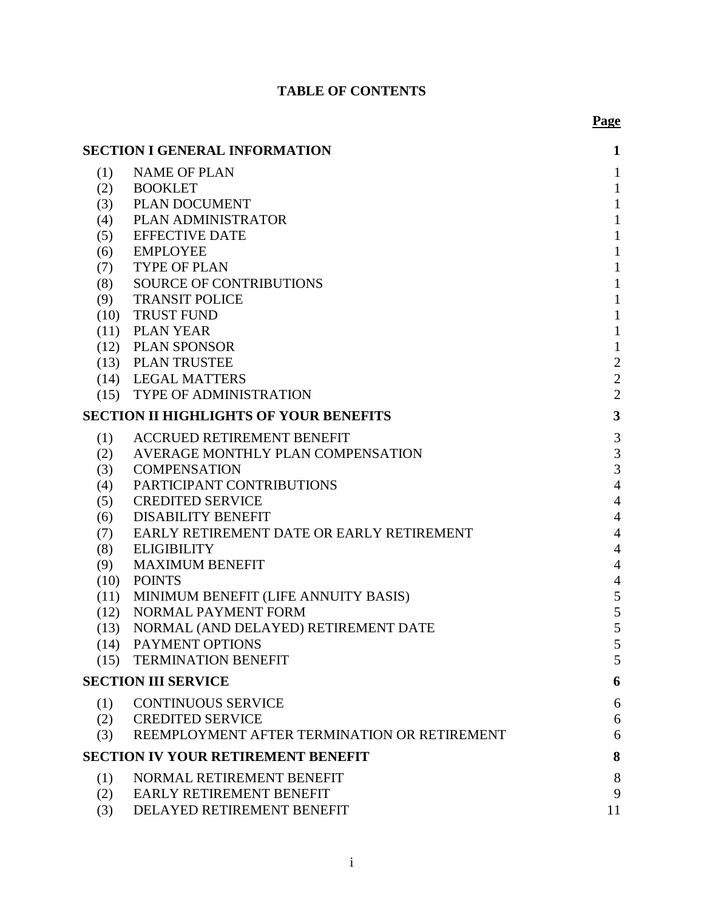# TABLE OF CONTENTS

| | | Page |
|---|---|---|
| **SECTION I GENERAL INFORMATION** | | **1** |
| (1) | NAME OF PLAN | 1 |
| (2) | BOOKLET | 1 |
| (3) | PLAN DOCUMENT | 1 |
| (4) | PLAN ADMINISTRATOR | 1 |
| (5) | EFFECTIVE DATE | 1 |
| (6) | EMPLOYEE | 1 |
| (7) | TYPE OF PLAN | 1 |
| (8) | SOURCE OF CONTRIBUTIONS | 1 |
| (9) | TRANSIT POLICE | 1 |
| (10) | TRUST FUND | 1 |
| (11) | PLAN YEAR | 1 |
| (12) | PLAN SPONSOR | 1 |
| (13) | PLAN TRUSTEE | 2 |
| (14) | LEGAL MATTERS | 2 |
| (15) | TYPE OF ADMINISTRATION | 2 |
| **SECTION II HIGHLIGHTS OF YOUR BENEFITS** | | **3** |
| (1) | ACCRUED RETIREMENT BENEFIT | 3 |
| (2) | AVERAGE MONTHLY PLAN COMPENSATION | 3 |
| (3) | COMPENSATION | 3 |
| (4) | PARTICIPANT CONTRIBUTIONS | 4 |
| (5) | CREDITED SERVICE | 4 |
| (6) | DISABILITY BENEFIT | 4 |
| (7) | EARLY RETIREMENT DATE OR EARLY RETIREMENT | 4 |
| (8) | ELIGIBILITY | 4 |
| (9) | MAXIMUM BENEFIT | 4 |
| (10) | POINTS | 4 |
| (11) | MINIMUM BENEFIT (LIFE ANNUITY BASIS) | 5 |
| (12) | NORMAL PAYMENT FORM | 5 |
| (13) | NORMAL (AND DELAYED) RETIREMENT DATE | 5 |
| (14) | PAYMENT OPTIONS | 5 |
| (15) | TERMINATION BENEFIT | 5 |
| **SECTION III SERVICE** | | **6** |
| (1) | CONTINUOUS SERVICE | 6 |
| (2) | CREDITED SERVICE | 6 |
| (3) | REEMPLOYMENT AFTER TERMINATION OR RETIREMENT | 6 |
| **SECTION IV YOUR RETIREMENT BENEFIT** | | **8** |
| (1) | NORMAL RETIREMENT BENEFIT | 8 |
| (2) | EARLY RETIREMENT BENEFIT | 9 |
| (3) | DELAYED RETIREMENT BENEFIT | 11 |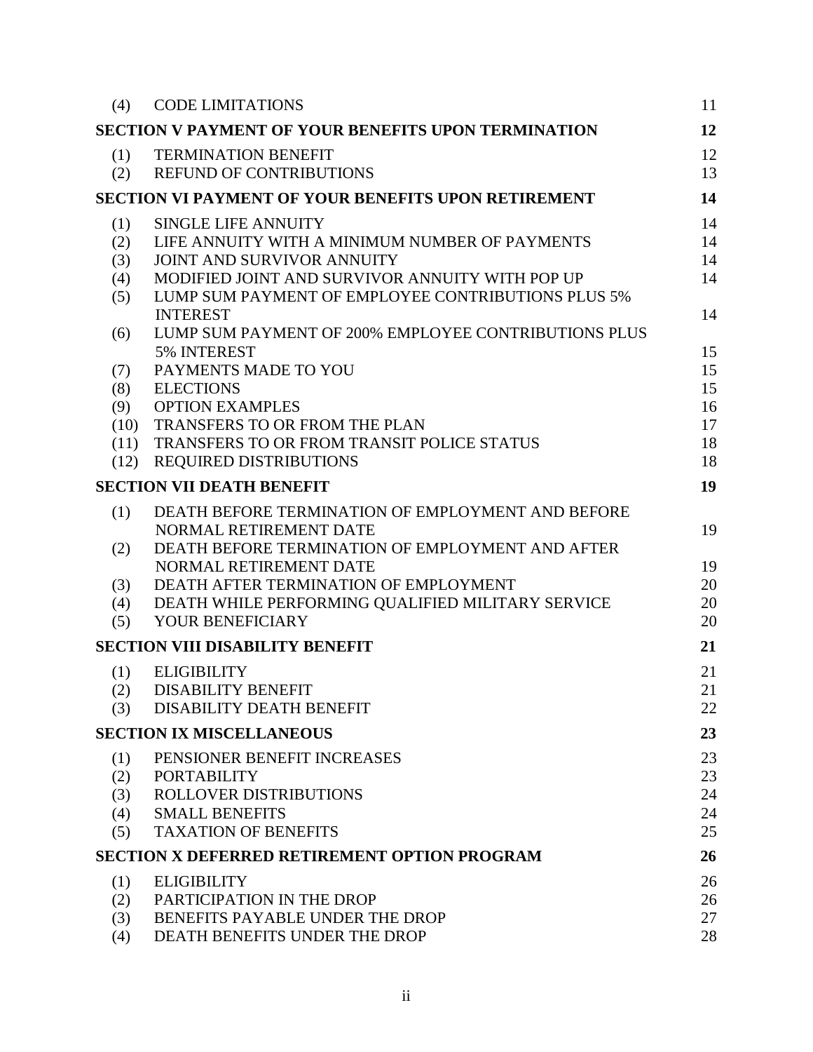| | | |
|---|---|---|
| (4) | CODE LIMITATIONS | 11 |
| **SECTION V PAYMENT OF YOUR BENEFITS UPON TERMINATION** | | **12** |
| (1) | TERMINATION BENEFIT | 12 |
| (2) | REFUND OF CONTRIBUTIONS | 13 |
| **SECTION VI PAYMENT OF YOUR BENEFITS UPON RETIREMENT** | | **14** |
| (1) | SINGLE LIFE ANNUITY | 14 |
| (2) | LIFE ANNUITY WITH A MINIMUM NUMBER OF PAYMENTS | 14 |
| (3) | JOINT AND SURVIVOR ANNUITY | 14 |
| (4) | MODIFIED JOINT AND SURVIVOR ANNUITY WITH POP UP | 14 |
| (5) | LUMP SUM PAYMENT OF EMPLOYEE CONTRIBUTIONS PLUS 5% INTEREST | 14 |
| (6) | LUMP SUM PAYMENT OF 200% EMPLOYEE CONTRIBUTIONS PLUS 5% INTEREST | 15 |
| (7) | PAYMENTS MADE TO YOU | 15 |
| (8) | ELECTIONS | 15 |
| (9) | OPTION EXAMPLES | 16 |
| (10) | TRANSFERS TO OR FROM THE PLAN | 17 |
| (11) | TRANSFERS TO OR FROM TRANSIT POLICE STATUS | 18 |
| (12) | REQUIRED DISTRIBUTIONS | 18 |
| **SECTION VII DEATH BENEFIT** | | **19** |
| (1) | DEATH BEFORE TERMINATION OF EMPLOYMENT AND BEFORE NORMAL RETIREMENT DATE | 19 |
| (2) | DEATH BEFORE TERMINATION OF EMPLOYMENT AND AFTER NORMAL RETIREMENT DATE | 19 |
| (3) | DEATH AFTER TERMINATION OF EMPLOYMENT | 20 |
| (4) | DEATH WHILE PERFORMING QUALIFIED MILITARY SERVICE | 20 |
| (5) | YOUR BENEFICIARY | 20 |
| **SECTION VIII DISABILITY BENEFIT** | | **21** |
| (1) | ELIGIBILITY | 21 |
| (2) | DISABILITY BENEFIT | 21 |
| (3) | DISABILITY DEATH BENEFIT | 22 |
| **SECTION IX MISCELLANEOUS** | | **23** |
| (1) | PENSIONER BENEFIT INCREASES | 23 |
| (2) | PORTABILITY | 23 |
| (3) | ROLLOVER DISTRIBUTIONS | 24 |
| (4) | SMALL BENEFITS | 24 |
| (5) | TAXATION OF BENEFITS | 25 |
| **SECTION X DEFERRED RETIREMENT OPTION PROGRAM** | | **26** |
| (1) | ELIGIBILITY | 26 |
| (2) | PARTICIPATION IN THE DROP | 26 |
| (3) | BENEFITS PAYABLE UNDER THE DROP | 27 |
| (4) | DEATH BENEFITS UNDER THE DROP | 28 |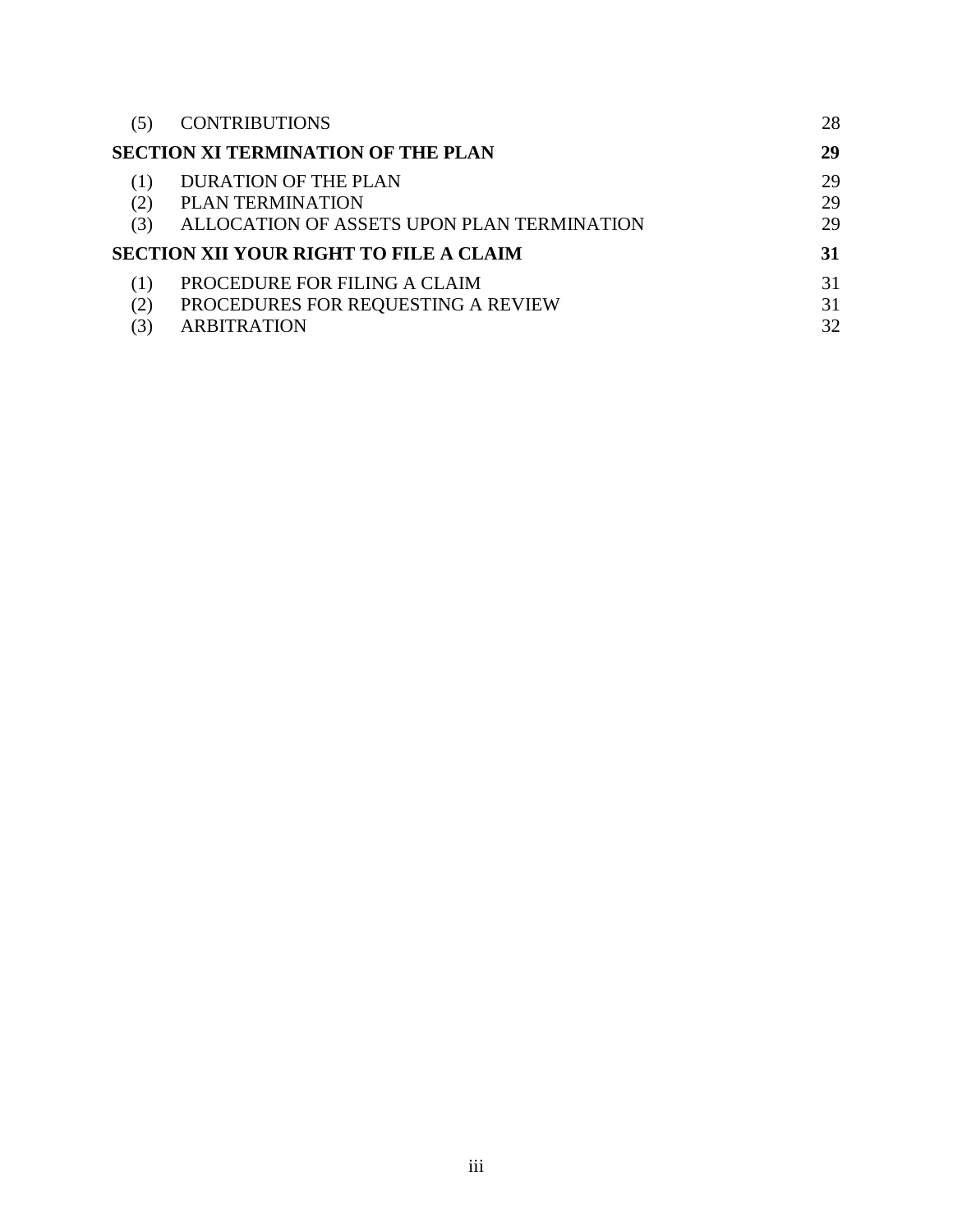| | | |
|---|---|---|
| (5) | CONTRIBUTIONS | 28 |
| **SECTION XI TERMINATION OF THE PLAN** | | **29** |
| (1) | DURATION OF THE PLAN | 29 |
| (2) | PLAN TERMINATION | 29 |
| (3) | ALLOCATION OF ASSETS UPON PLAN TERMINATION | 29 |
| **SECTION XII YOUR RIGHT TO FILE A CLAIM** | | **31** |
| (1) | PROCEDURE FOR FILING A CLAIM | 31 |
| (2) | PROCEDURES FOR REQUESTING A REVIEW | 31 |
| (3) | ARBITRATION | 32 |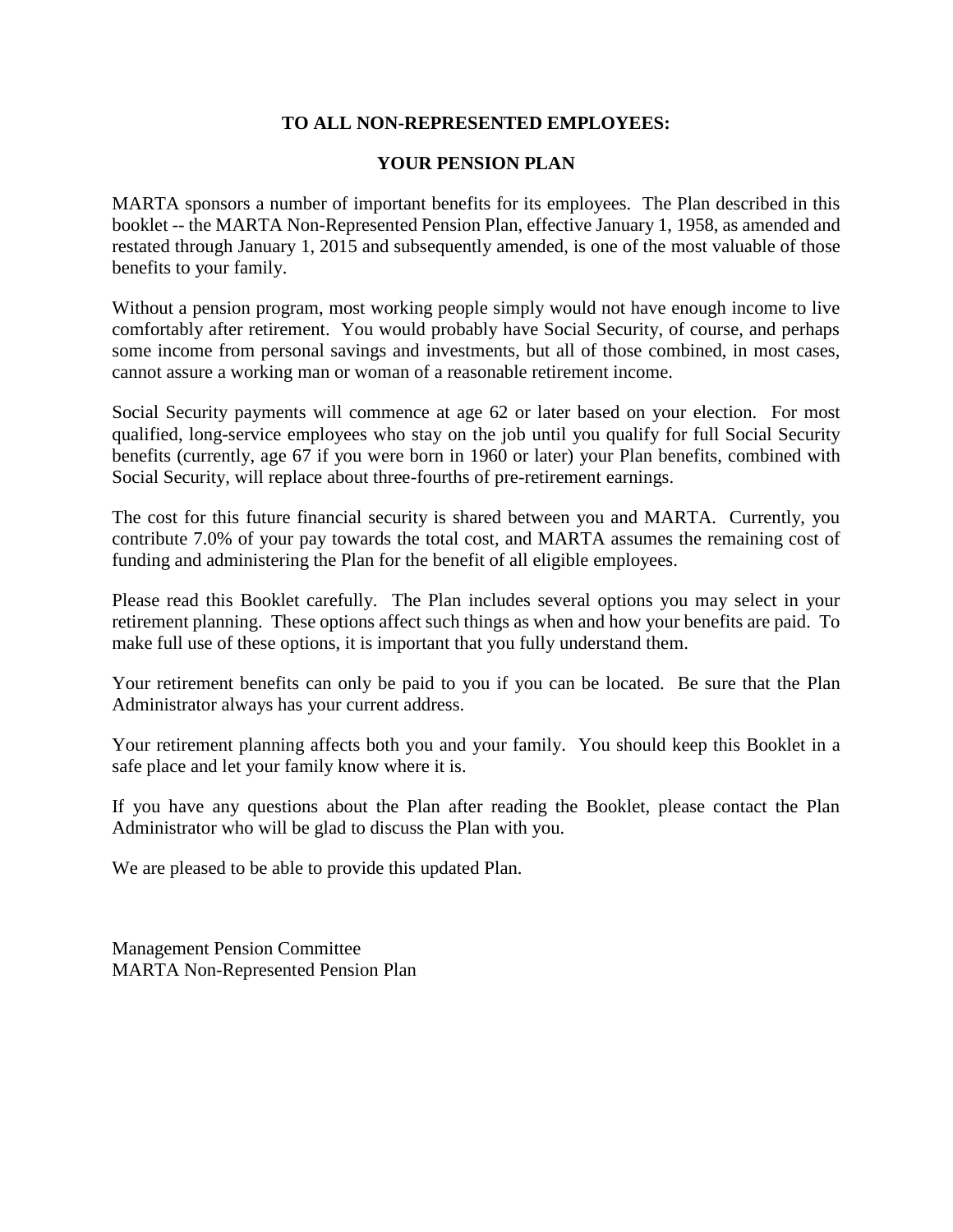**TO ALL NON-REPRESENTED EMPLOYEES:**

**YOUR PENSION PLAN**

MARTA sponsors a number of important benefits for its employees. The Plan described in this booklet -- the MARTA Non-Represented Pension Plan, effective January 1, 1958, as amended and restated through January 1, 2015 and subsequently amended, is one of the most valuable of those benefits to your family.

Without a pension program, most working people simply would not have enough income to live comfortably after retirement. You would probably have Social Security, of course, and perhaps some income from personal savings and investments, but all of those combined, in most cases, cannot assure a working man or woman of a reasonable retirement income.

Social Security payments will commence at age 62 or later based on your election. For most qualified, long-service employees who stay on the job until you qualify for full Social Security benefits (currently, age 67 if you were born in 1960 or later) your Plan benefits, combined with Social Security, will replace about three-fourths of pre-retirement earnings.

The cost for this future financial security is shared between you and MARTA. Currently, you contribute 7.0% of your pay towards the total cost, and MARTA assumes the remaining cost of funding and administering the Plan for the benefit of all eligible employees.

Please read this Booklet carefully. The Plan includes several options you may select in your retirement planning. These options affect such things as when and how your benefits are paid. To make full use of these options, it is important that you fully understand them.

Your retirement benefits can only be paid to you if you can be located. Be sure that the Plan Administrator always has your current address.

Your retirement planning affects both you and your family. You should keep this Booklet in a safe place and let your family know where it is.

If you have any questions about the Plan after reading the Booklet, please contact the Plan Administrator who will be glad to discuss the Plan with you.

We are pleased to be able to provide this updated Plan.

Management Pension Committee
MARTA Non-Represented Pension Plan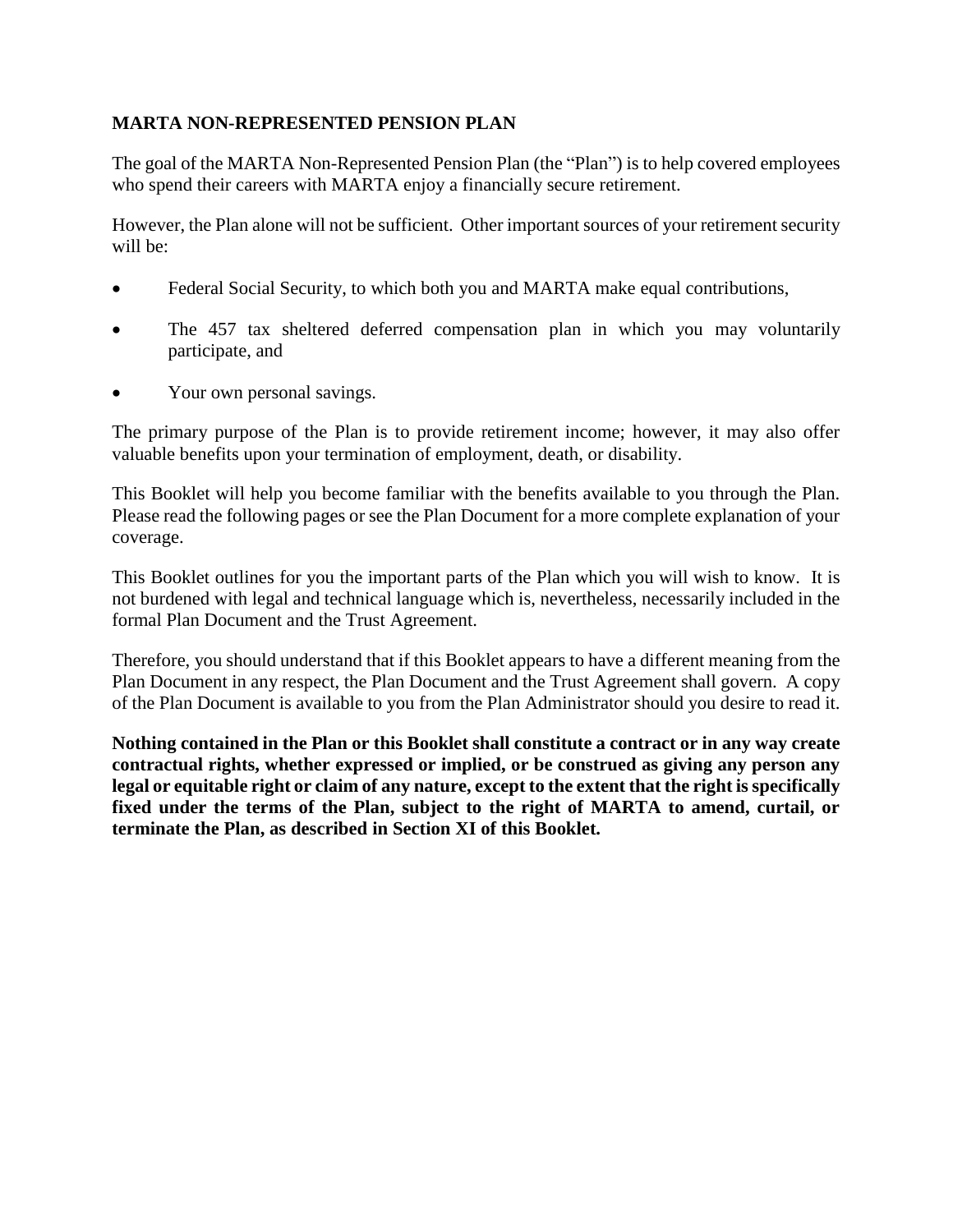## MARTA NON-REPRESENTED PENSION PLAN

The goal of the MARTA Non-Represented Pension Plan (the "Plan") is to help covered employees who spend their careers with MARTA enjoy a financially secure retirement.

However, the Plan alone will not be sufficient. Other important sources of your retirement security will be:

- Federal Social Security, to which both you and MARTA make equal contributions,
- The 457 tax sheltered deferred compensation plan in which you may voluntarily participate, and
- Your own personal savings.

The primary purpose of the Plan is to provide retirement income; however, it may also offer valuable benefits upon your termination of employment, death, or disability.

This Booklet will help you become familiar with the benefits available to you through the Plan. Please read the following pages or see the Plan Document for a more complete explanation of your coverage.

This Booklet outlines for you the important parts of the Plan which you will wish to know. It is not burdened with legal and technical language which is, nevertheless, necessarily included in the formal Plan Document and the Trust Agreement.

Therefore, you should understand that if this Booklet appears to have a different meaning from the Plan Document in any respect, the Plan Document and the Trust Agreement shall govern. A copy of the Plan Document is available to you from the Plan Administrator should you desire to read it.

**Nothing contained in the Plan or this Booklet shall constitute a contract or in any way create contractual rights, whether expressed or implied, or be construed as giving any person any legal or equitable right or claim of any nature, except to the extent that the right is specifically fixed under the terms of the Plan, subject to the right of MARTA to amend, curtail, or terminate the Plan, as described in Section XI of this Booklet.**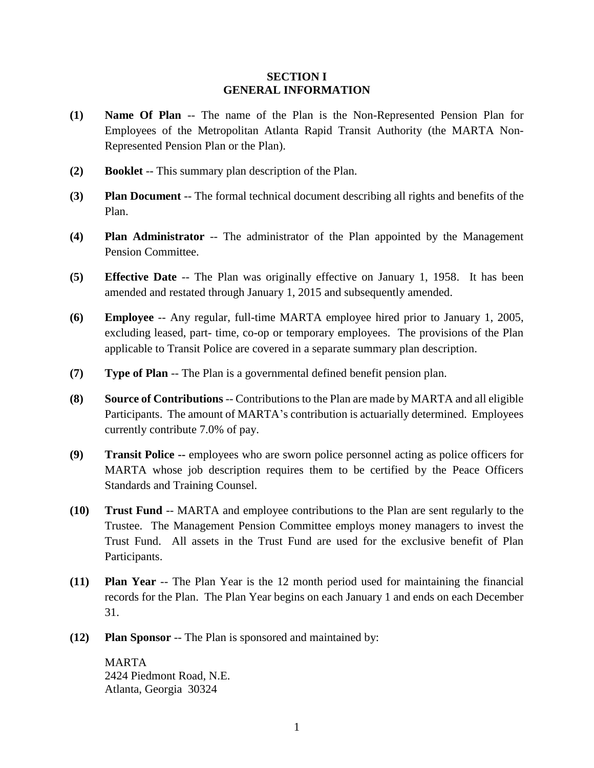# SECTION I
# GENERAL INFORMATION

**(1)** **Name Of Plan** -- The name of the Plan is the Non-Represented Pension Plan for Employees of the Metropolitan Atlanta Rapid Transit Authority (the MARTA Non-Represented Pension Plan or the Plan).

**(2)** **Booklet** -- This summary plan description of the Plan.

**(3)** **Plan Document** -- The formal technical document describing all rights and benefits of the Plan.

**(4)** **Plan Administrator** -- The administrator of the Plan appointed by the Management Pension Committee.

**(5)** **Effective Date** -- The Plan was originally effective on January 1, 1958. It has been amended and restated through January 1, 2015 and subsequently amended.

**(6)** **Employee** -- Any regular, full-time MARTA employee hired prior to January 1, 2005, excluding leased, part- time, co-op or temporary employees. The provisions of the Plan applicable to Transit Police are covered in a separate summary plan description.

**(7)** **Type of Plan** -- The Plan is a governmental defined benefit pension plan.

**(8)** **Source of Contributions** -- Contributions to the Plan are made by MARTA and all eligible Participants. The amount of MARTA's contribution is actuarially determined. Employees currently contribute 7.0% of pay.

**(9)** **Transit Police --** employees who are sworn police personnel acting as police officers for MARTA whose job description requires them to be certified by the Peace Officers Standards and Training Counsel.

**(10)** **Trust Fund** -- MARTA and employee contributions to the Plan are sent regularly to the Trustee. The Management Pension Committee employs money managers to invest the Trust Fund. All assets in the Trust Fund are used for the exclusive benefit of Plan Participants.

**(11)** **Plan Year** -- The Plan Year is the 12 month period used for maintaining the financial records for the Plan. The Plan Year begins on each January 1 and ends on each December 31.

**(12)** **Plan Sponsor** -- The Plan is sponsored and maintained by:

MARTA
2424 Piedmont Road, N.E.
Atlanta, Georgia 30324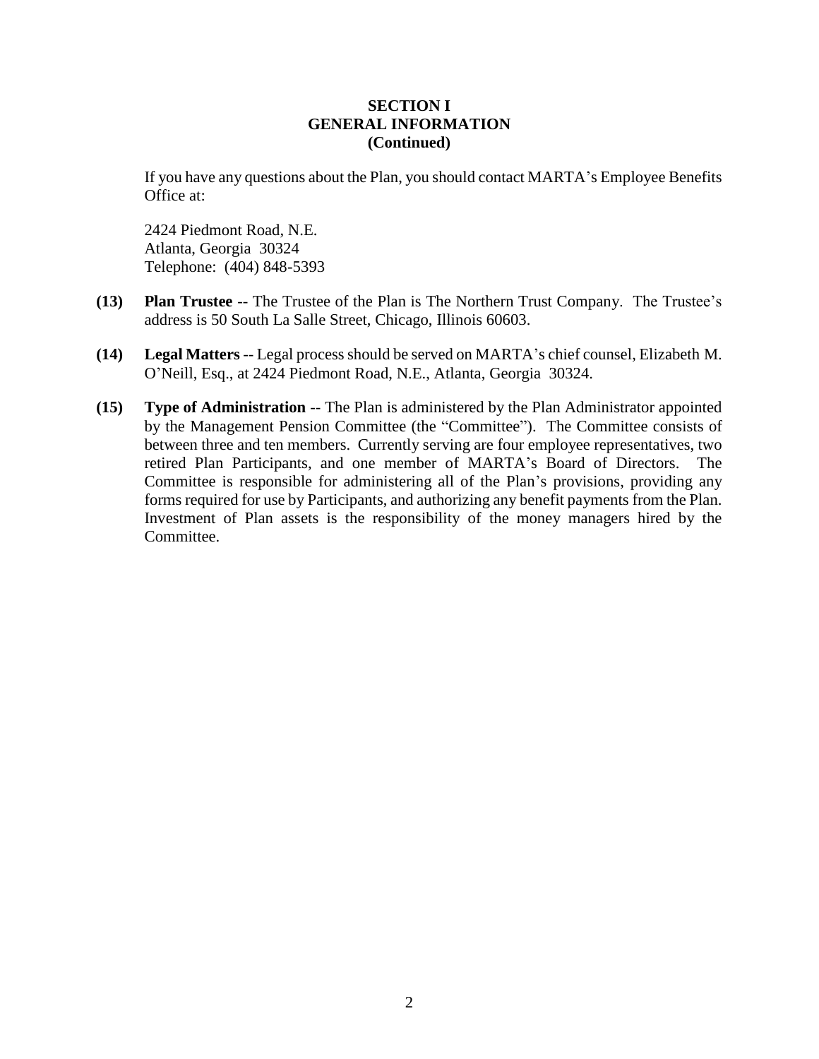## SECTION I
## GENERAL INFORMATION
## (Continued)

If you have any questions about the Plan, you should contact MARTA's Employee Benefits Office at:

2424 Piedmont Road, N.E.
Atlanta, Georgia 30324
Telephone: (404) 848-5393

**(13) Plan Trustee** -- The Trustee of the Plan is The Northern Trust Company. The Trustee's address is 50 South La Salle Street, Chicago, Illinois 60603.

**(14) Legal Matters** -- Legal process should be served on MARTA's chief counsel, Elizabeth M. O'Neill, Esq., at 2424 Piedmont Road, N.E., Atlanta, Georgia 30324.

**(15) Type of Administration** -- The Plan is administered by the Plan Administrator appointed by the Management Pension Committee (the "Committee"). The Committee consists of between three and ten members. Currently serving are four employee representatives, two retired Plan Participants, and one member of MARTA's Board of Directors. The Committee is responsible for administering all of the Plan's provisions, providing any forms required for use by Participants, and authorizing any benefit payments from the Plan. Investment of Plan assets is the responsibility of the money managers hired by the Committee.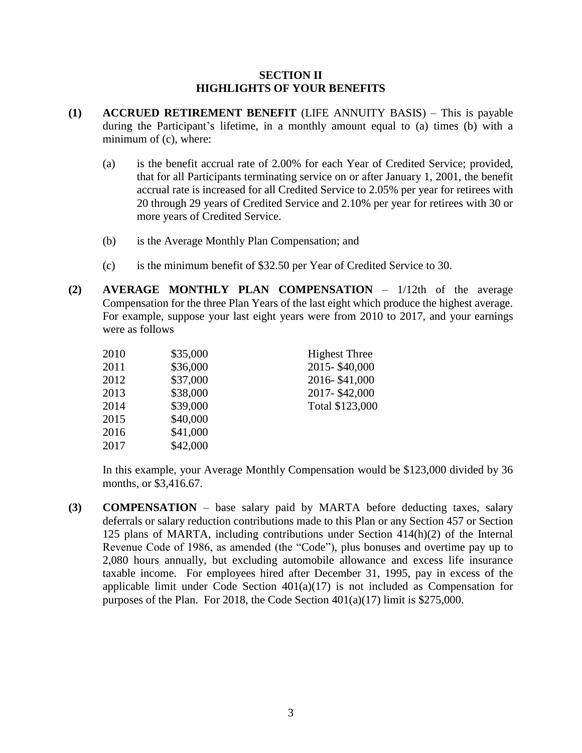## SECTION II
## HIGHLIGHTS OF YOUR BENEFITS

**(1) ACCRUED RETIREMENT BENEFIT** (LIFE ANNUITY BASIS) – This is payable during the Participant's lifetime, in a monthly amount equal to (a) times (b) with a minimum of (c), where:

(a) is the benefit accrual rate of 2.00% for each Year of Credited Service; provided, that for all Participants terminating service on or after January 1, 2001, the benefit accrual rate is increased for all Credited Service to 2.05% per year for retirees with 20 through 29 years of Credited Service and 2.10% per year for retirees with 30 or more years of Credited Service.

(b) is the Average Monthly Plan Compensation; and

(c) is the minimum benefit of $32.50 per Year of Credited Service to 30.

**(2) AVERAGE MONTHLY PLAN COMPENSATION** – 1/12th of the average Compensation for the three Plan Years of the last eight which produce the highest average. For example, suppose your last eight years were from 2010 to 2017, and your earnings were as follows

| | | |
|---|---|---|
| 2010 | $35,000 | Highest Three |
| 2011 | $36,000 | 2015- $40,000 |
| 2012 | $37,000 | 2016- $41,000 |
| 2013 | $38,000 | 2017- $42,000 |
| 2014 | $39,000 | Total $123,000 |
| 2015 | $40,000 | |
| 2016 | $41,000 | |
| 2017 | $42,000 | |

In this example, your Average Monthly Compensation would be $123,000 divided by 36 months, or $3,416.67.

**(3) COMPENSATION** – base salary paid by MARTA before deducting taxes, salary deferrals or salary reduction contributions made to this Plan or any Section 457 or Section 125 plans of MARTA, including contributions under Section 414(h)(2) of the Internal Revenue Code of 1986, as amended (the "Code"), plus bonuses and overtime pay up to 2,080 hours annually, but excluding automobile allowance and excess life insurance taxable income. For employees hired after December 31, 1995, pay in excess of the applicable limit under Code Section 401(a)(17) is not included as Compensation for purposes of the Plan. For 2018, the Code Section 401(a)(17) limit is $275,000.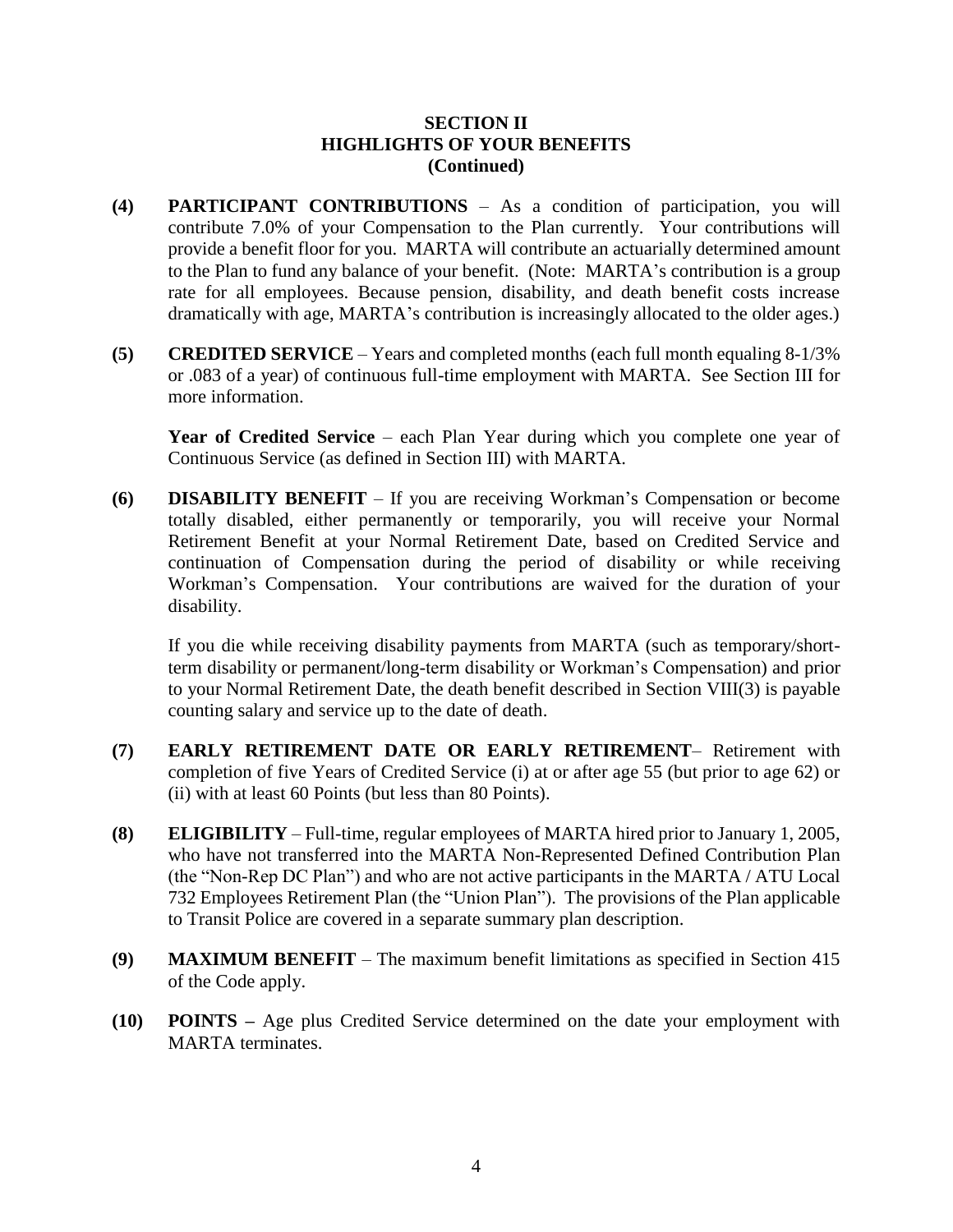## SECTION II
## HIGHLIGHTS OF YOUR BENEFITS
## (Continued)

**(4) PARTICIPANT CONTRIBUTIONS** – As a condition of participation, you will contribute 7.0% of your Compensation to the Plan currently. Your contributions will provide a benefit floor for you. MARTA will contribute an actuarially determined amount to the Plan to fund any balance of your benefit. (Note: MARTA's contribution is a group rate for all employees. Because pension, disability, and death benefit costs increase dramatically with age, MARTA's contribution is increasingly allocated to the older ages.)

**(5) CREDITED SERVICE** – Years and completed months (each full month equaling 8-1/3% or .083 of a year) of continuous full-time employment with MARTA. See Section III for more information.

**Year of Credited Service** – each Plan Year during which you complete one year of Continuous Service (as defined in Section III) with MARTA.

**(6) DISABILITY BENEFIT** – If you are receiving Workman's Compensation or become totally disabled, either permanently or temporarily, you will receive your Normal Retirement Benefit at your Normal Retirement Date, based on Credited Service and continuation of Compensation during the period of disability or while receiving Workman's Compensation. Your contributions are waived for the duration of your disability.

If you die while receiving disability payments from MARTA (such as temporary/short-term disability or permanent/long-term disability or Workman's Compensation) and prior to your Normal Retirement Date, the death benefit described in Section VIII(3) is payable counting salary and service up to the date of death.

**(7) EARLY RETIREMENT DATE OR EARLY RETIREMENT**– Retirement with completion of five Years of Credited Service (i) at or after age 55 (but prior to age 62) or (ii) with at least 60 Points (but less than 80 Points).

**(8) ELIGIBILITY** – Full-time, regular employees of MARTA hired prior to January 1, 2005, who have not transferred into the MARTA Non-Represented Defined Contribution Plan (the "Non-Rep DC Plan") and who are not active participants in the MARTA / ATU Local 732 Employees Retirement Plan (the "Union Plan"). The provisions of the Plan applicable to Transit Police are covered in a separate summary plan description.

**(9) MAXIMUM BENEFIT** – The maximum benefit limitations as specified in Section 415 of the Code apply.

**(10) POINTS –** Age plus Credited Service determined on the date your employment with MARTA terminates.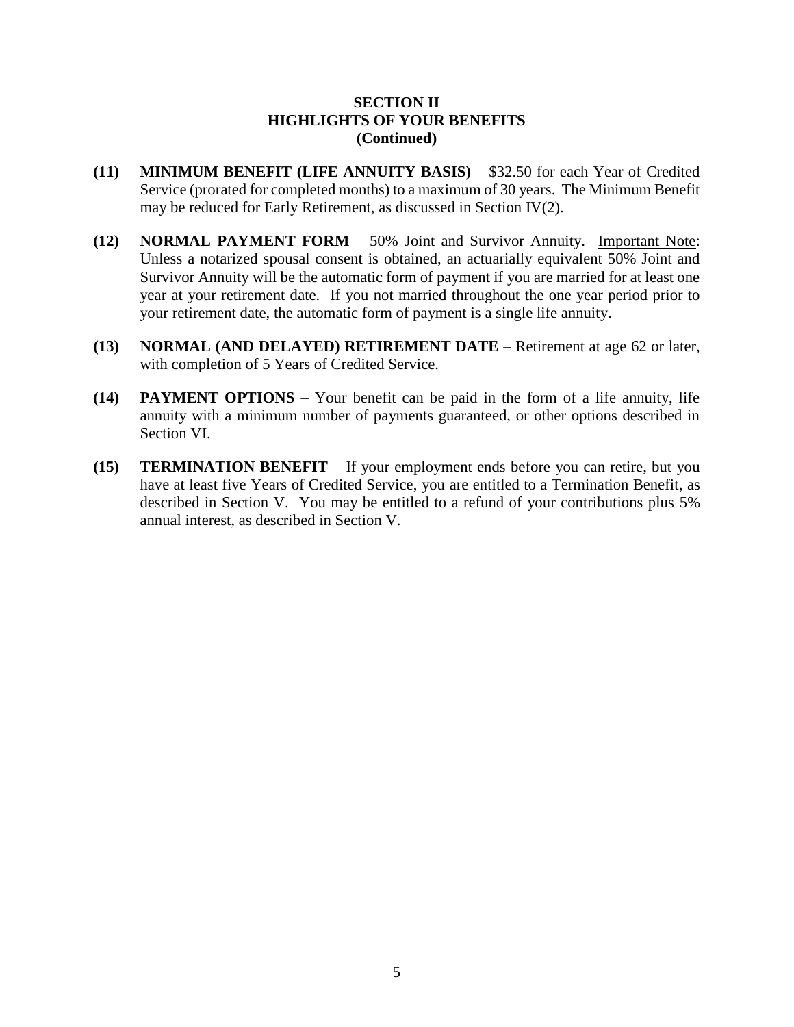## SECTION II
## HIGHLIGHTS OF YOUR BENEFITS
## (Continued)

**(11) MINIMUM BENEFIT (LIFE ANNUITY BASIS)** – $32.50 for each Year of Credited Service (prorated for completed months) to a maximum of 30 years. The Minimum Benefit may be reduced for Early Retirement, as discussed in Section IV(2).

**(12) NORMAL PAYMENT FORM** – 50% Joint and Survivor Annuity. Important Note: Unless a notarized spousal consent is obtained, an actuarially equivalent 50% Joint and Survivor Annuity will be the automatic form of payment if you are married for at least one year at your retirement date. If you not married throughout the one year period prior to your retirement date, the automatic form of payment is a single life annuity.

**(13) NORMAL (AND DELAYED) RETIREMENT DATE** – Retirement at age 62 or later, with completion of 5 Years of Credited Service.

**(14) PAYMENT OPTIONS** – Your benefit can be paid in the form of a life annuity, life annuity with a minimum number of payments guaranteed, or other options described in Section VI.

**(15) TERMINATION BENEFIT** – If your employment ends before you can retire, but you have at least five Years of Credited Service, you are entitled to a Termination Benefit, as described in Section V. You may be entitled to a refund of your contributions plus 5% annual interest, as described in Section V.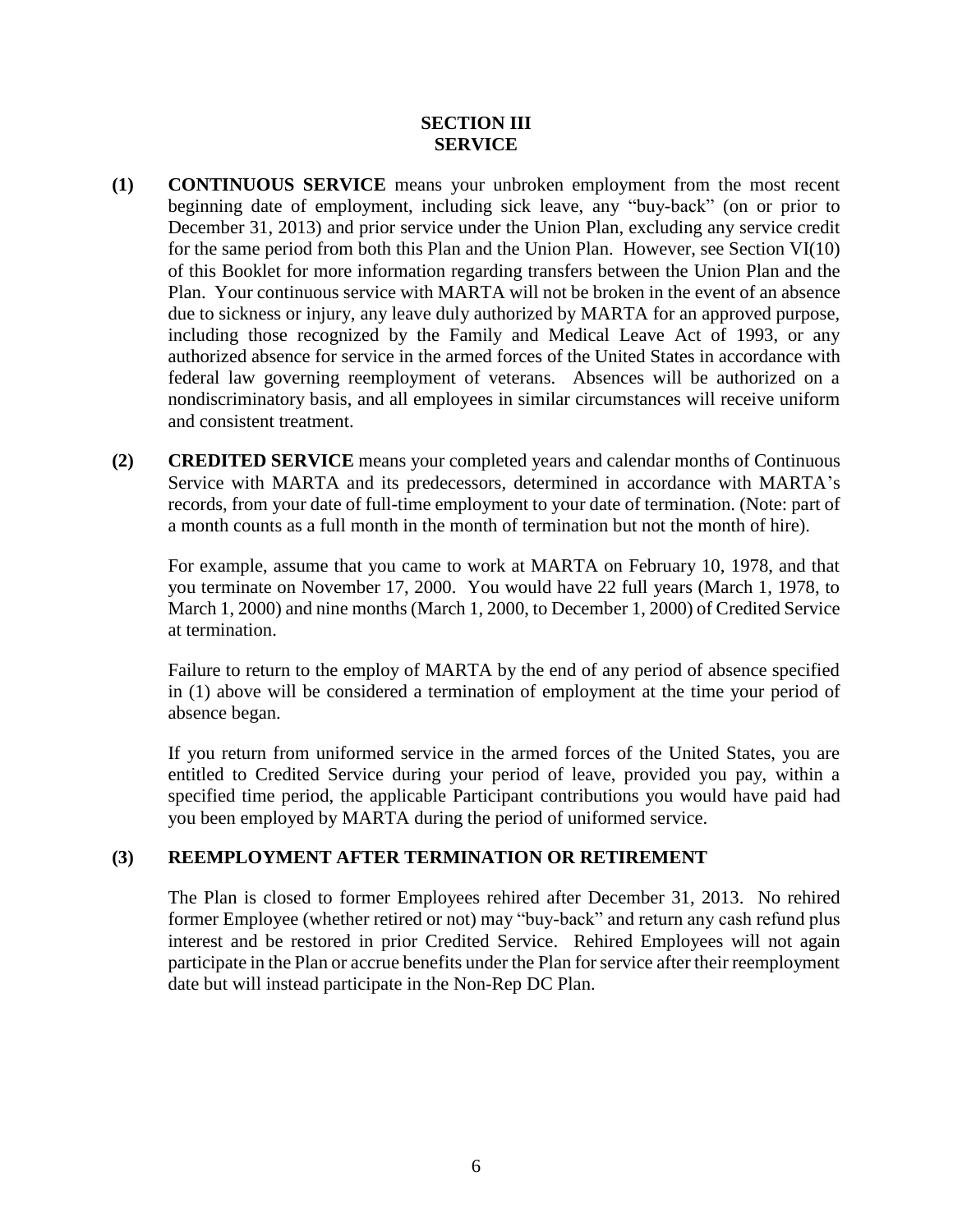## SECTION III
## SERVICE

**(1) CONTINUOUS SERVICE** means your unbroken employment from the most recent beginning date of employment, including sick leave, any "buy-back" (on or prior to December 31, 2013) and prior service under the Union Plan, excluding any service credit for the same period from both this Plan and the Union Plan. However, see Section VI(10) of this Booklet for more information regarding transfers between the Union Plan and the Plan. Your continuous service with MARTA will not be broken in the event of an absence due to sickness or injury, any leave duly authorized by MARTA for an approved purpose, including those recognized by the Family and Medical Leave Act of 1993, or any authorized absence for service in the armed forces of the United States in accordance with federal law governing reemployment of veterans. Absences will be authorized on a nondiscriminatory basis, and all employees in similar circumstances will receive uniform and consistent treatment.

**(2) CREDITED SERVICE** means your completed years and calendar months of Continuous Service with MARTA and its predecessors, determined in accordance with MARTA's records, from your date of full-time employment to your date of termination. (Note: part of a month counts as a full month in the month of termination but not the month of hire).

For example, assume that you came to work at MARTA on February 10, 1978, and that you terminate on November 17, 2000. You would have 22 full years (March 1, 1978, to March 1, 2000) and nine months (March 1, 2000, to December 1, 2000) of Credited Service at termination.

Failure to return to the employ of MARTA by the end of any period of absence specified in (1) above will be considered a termination of employment at the time your period of absence began.

If you return from uniformed service in the armed forces of the United States, you are entitled to Credited Service during your period of leave, provided you pay, within a specified time period, the applicable Participant contributions you would have paid had you been employed by MARTA during the period of uniformed service.

**(3) REEMPLOYMENT AFTER TERMINATION OR RETIREMENT**

The Plan is closed to former Employees rehired after December 31, 2013. No rehired former Employee (whether retired or not) may "buy-back" and return any cash refund plus interest and be restored in prior Credited Service. Rehired Employees will not again participate in the Plan or accrue benefits under the Plan for service after their reemployment date but will instead participate in the Non-Rep DC Plan.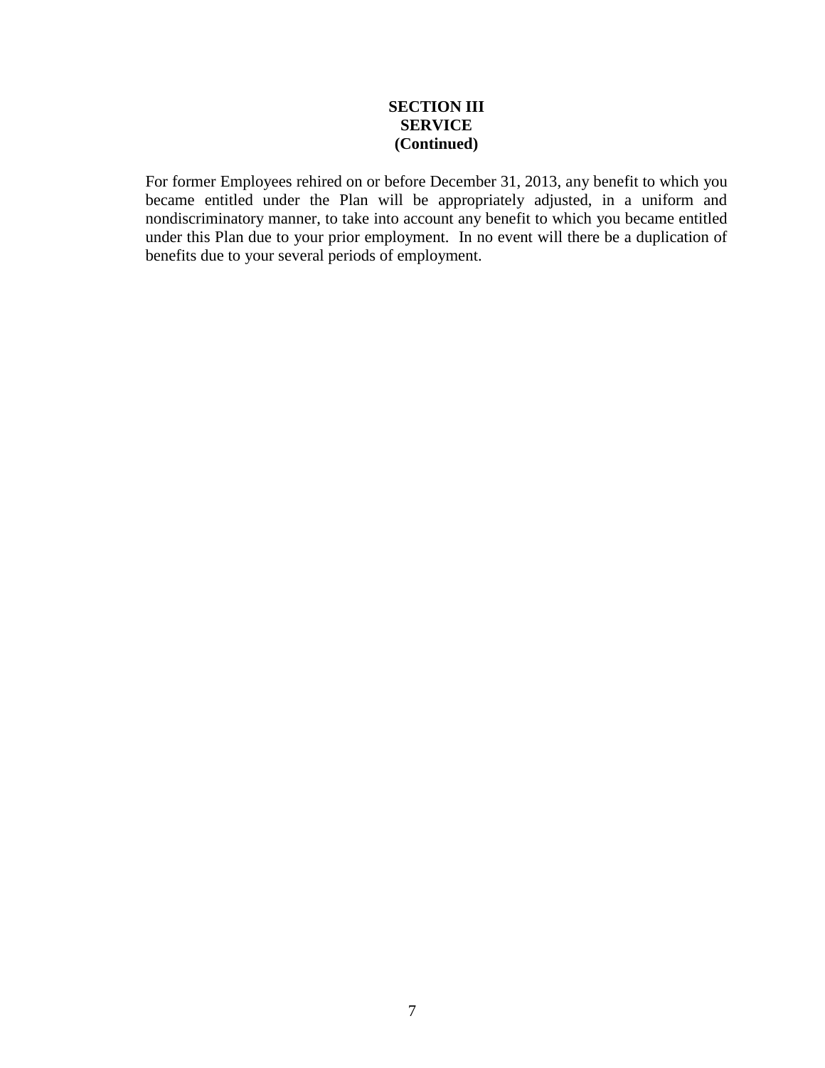## SECTION III
## SERVICE
## (Continued)

For former Employees rehired on or before December 31, 2013, any benefit to which you became entitled under the Plan will be appropriately adjusted, in a uniform and nondiscriminatory manner, to take into account any benefit to which you became entitled under this Plan due to your prior employment. In no event will there be a duplication of benefits due to your several periods of employment.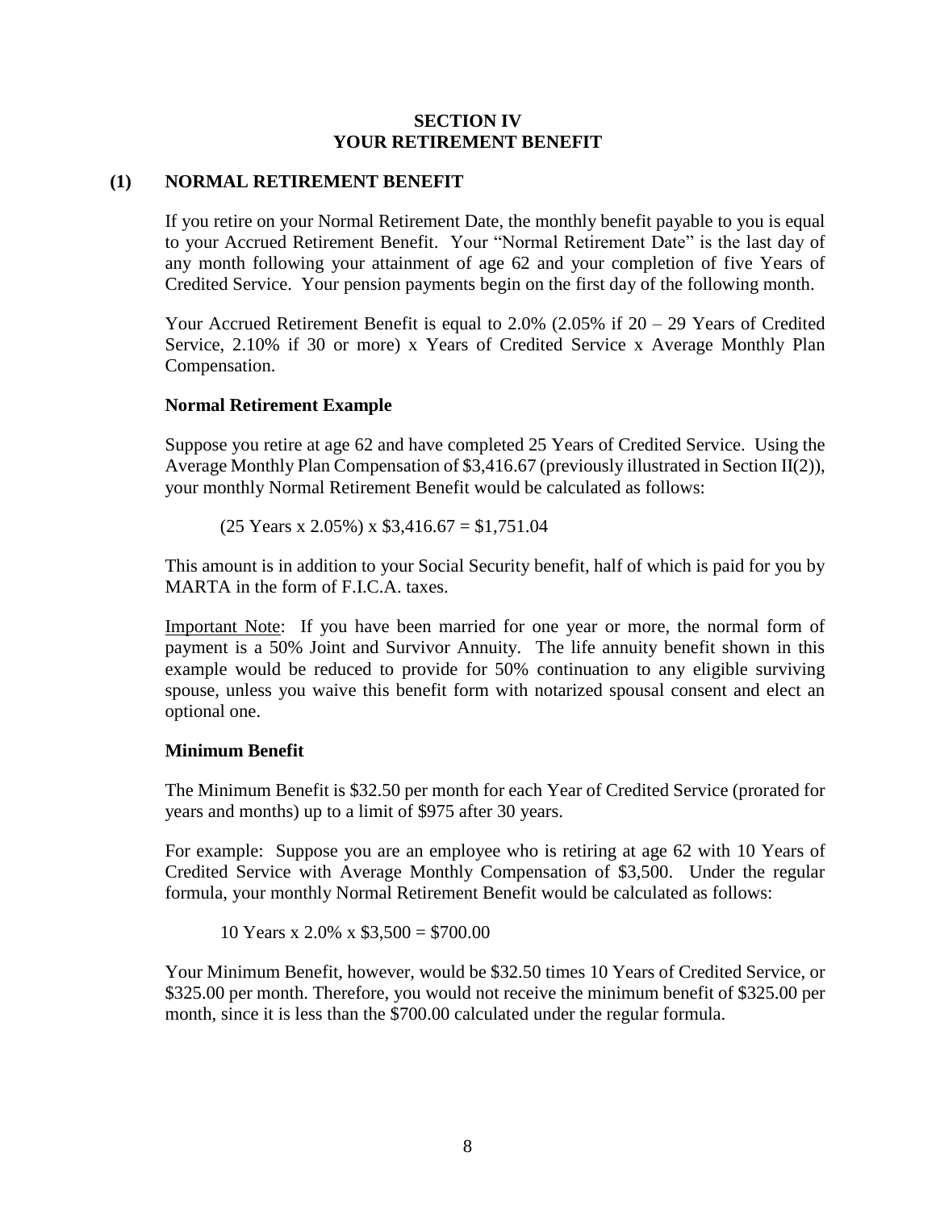# SECTION IV
# YOUR RETIREMENT BENEFIT

## (1) NORMAL RETIREMENT BENEFIT

If you retire on your Normal Retirement Date, the monthly benefit payable to you is equal to your Accrued Retirement Benefit. Your "Normal Retirement Date" is the last day of any month following your attainment of age 62 and your completion of five Years of Credited Service. Your pension payments begin on the first day of the following month.

Your Accrued Retirement Benefit is equal to 2.0% (2.05% if 20 – 29 Years of Credited Service, 2.10% if 30 or more) x Years of Credited Service x Average Monthly Plan Compensation.

**Normal Retirement Example**

Suppose you retire at age 62 and have completed 25 Years of Credited Service. Using the Average Monthly Plan Compensation of $3,416.67 (previously illustrated in Section II(2)), your monthly Normal Retirement Benefit would be calculated as follows:

(25 Years x 2.05%) x $3,416.67 = $1,751.04

This amount is in addition to your Social Security benefit, half of which is paid for you by MARTA in the form of F.I.C.A. taxes.

Important Note: If you have been married for one year or more, the normal form of payment is a 50% Joint and Survivor Annuity. The life annuity benefit shown in this example would be reduced to provide for 50% continuation to any eligible surviving spouse, unless you waive this benefit form with notarized spousal consent and elect an optional one.

**Minimum Benefit**

The Minimum Benefit is $32.50 per month for each Year of Credited Service (prorated for years and months) up to a limit of $975 after 30 years.

For example: Suppose you are an employee who is retiring at age 62 with 10 Years of Credited Service with Average Monthly Compensation of $3,500. Under the regular formula, your monthly Normal Retirement Benefit would be calculated as follows:

10 Years x 2.0% x $3,500 = $700.00

Your Minimum Benefit, however, would be $32.50 times 10 Years of Credited Service, or $325.00 per month. Therefore, you would not receive the minimum benefit of $325.00 per month, since it is less than the $700.00 calculated under the regular formula.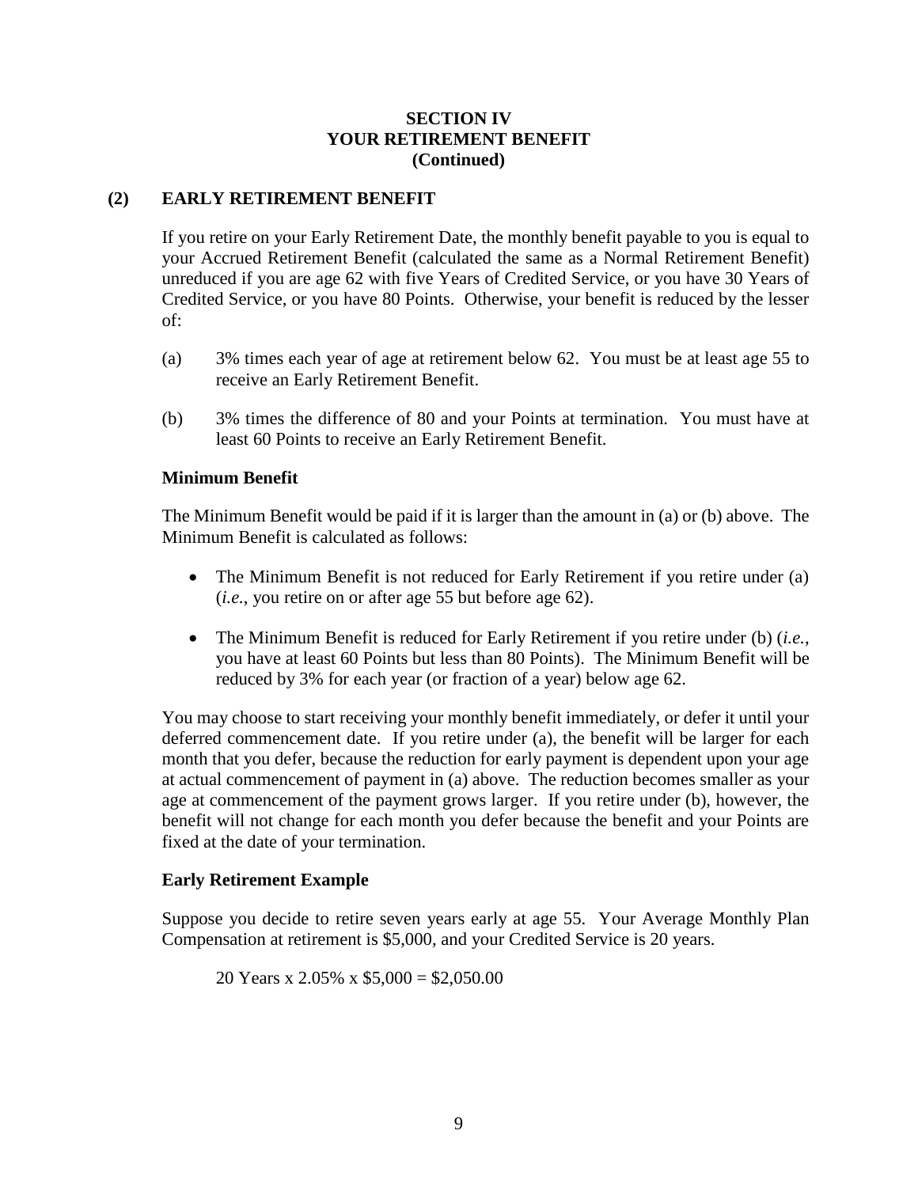## SECTION IV
## YOUR RETIREMENT BENEFIT
## (Continued)

### (2) EARLY RETIREMENT BENEFIT

If you retire on your Early Retirement Date, the monthly benefit payable to you is equal to your Accrued Retirement Benefit (calculated the same as a Normal Retirement Benefit) unreduced if you are age 62 with five Years of Credited Service, or you have 30 Years of Credited Service, or you have 80 Points. Otherwise, your benefit is reduced by the lesser of:

(a) 3% times each year of age at retirement below 62. You must be at least age 55 to receive an Early Retirement Benefit.

(b) 3% times the difference of 80 and your Points at termination. You must have at least 60 Points to receive an Early Retirement Benefit.

**Minimum Benefit**

The Minimum Benefit would be paid if it is larger than the amount in (a) or (b) above. The Minimum Benefit is calculated as follows:

- The Minimum Benefit is not reduced for Early Retirement if you retire under (a) (*i.e.*, you retire on or after age 55 but before age 62).
- The Minimum Benefit is reduced for Early Retirement if you retire under (b) (*i.e.*, you have at least 60 Points but less than 80 Points). The Minimum Benefit will be reduced by 3% for each year (or fraction of a year) below age 62.

You may choose to start receiving your monthly benefit immediately, or defer it until your deferred commencement date. If you retire under (a), the benefit will be larger for each month that you defer, because the reduction for early payment is dependent upon your age at actual commencement of payment in (a) above. The reduction becomes smaller as your age at commencement of the payment grows larger. If you retire under (b), however, the benefit will not change for each month you defer because the benefit and your Points are fixed at the date of your termination.

**Early Retirement Example**

Suppose you decide to retire seven years early at age 55. Your Average Monthly Plan Compensation at retirement is $5,000, and your Credited Service is 20 years.

20 Years x 2.05% x $5,000 = $2,050.00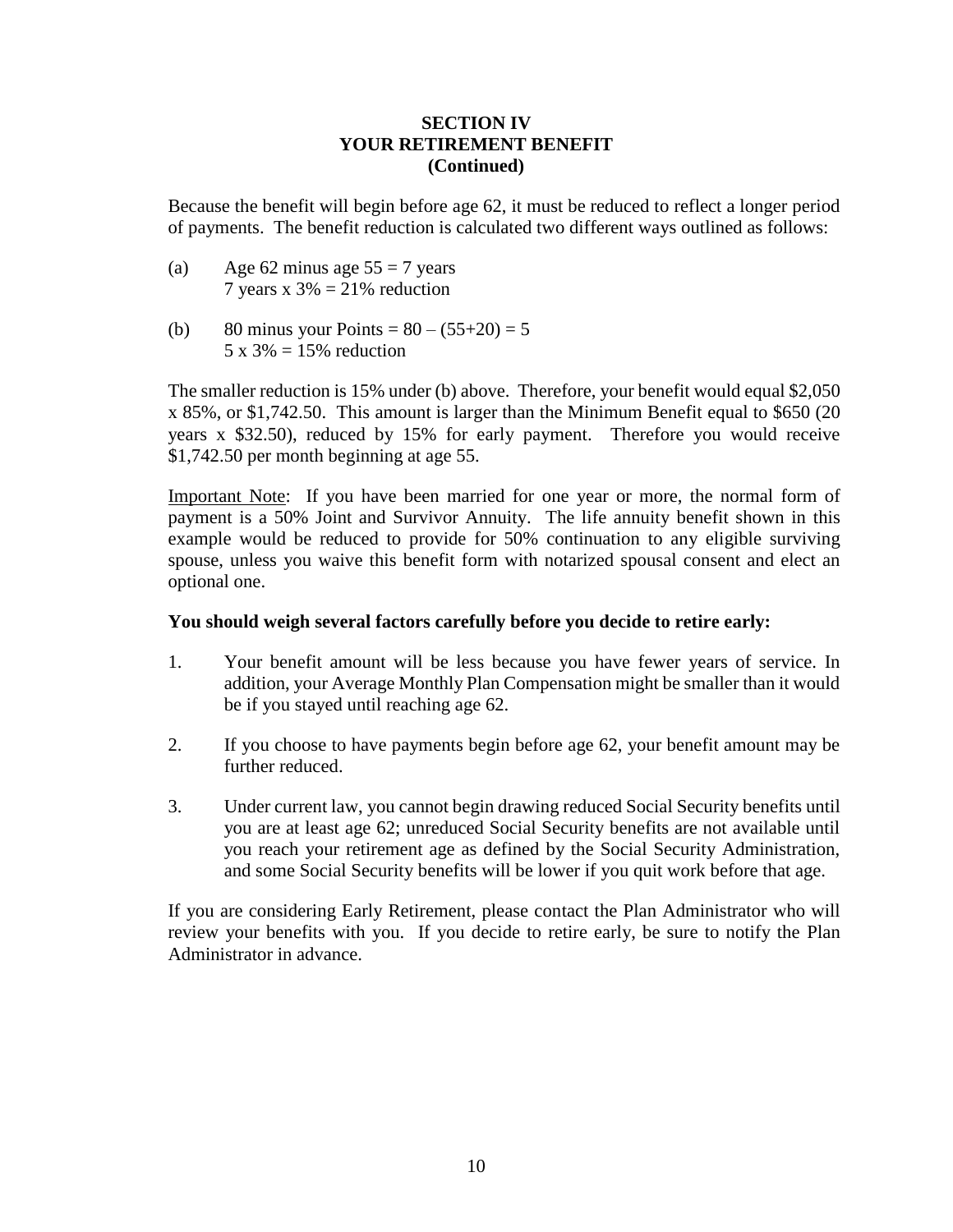## SECTION IV
## YOUR RETIREMENT BENEFIT
## (Continued)

Because the benefit will begin before age 62, it must be reduced to reflect a longer period of payments. The benefit reduction is calculated two different ways outlined as follows:

(a) Age 62 minus age 55 = 7 years
    7 years x 3% = 21% reduction

(b) 80 minus your Points = 80 – (55+20) = 5
    5 x 3% = 15% reduction

The smaller reduction is 15% under (b) above. Therefore, your benefit would equal $2,050 x 85%, or $1,742.50. This amount is larger than the Minimum Benefit equal to $650 (20 years x $32.50), reduced by 15% for early payment. Therefore you would receive $1,742.50 per month beginning at age 55.

<u>Important Note</u>: If you have been married for one year or more, the normal form of payment is a 50% Joint and Survivor Annuity. The life annuity benefit shown in this example would be reduced to provide for 50% continuation to any eligible surviving spouse, unless you waive this benefit form with notarized spousal consent and elect an optional one.

**You should weigh several factors carefully before you decide to retire early:**

1. Your benefit amount will be less because you have fewer years of service. In addition, your Average Monthly Plan Compensation might be smaller than it would be if you stayed until reaching age 62.

2. If you choose to have payments begin before age 62, your benefit amount may be further reduced.

3. Under current law, you cannot begin drawing reduced Social Security benefits until you are at least age 62; unreduced Social Security benefits are not available until you reach your retirement age as defined by the Social Security Administration, and some Social Security benefits will be lower if you quit work before that age.

If you are considering Early Retirement, please contact the Plan Administrator who will review your benefits with you. If you decide to retire early, be sure to notify the Plan Administrator in advance.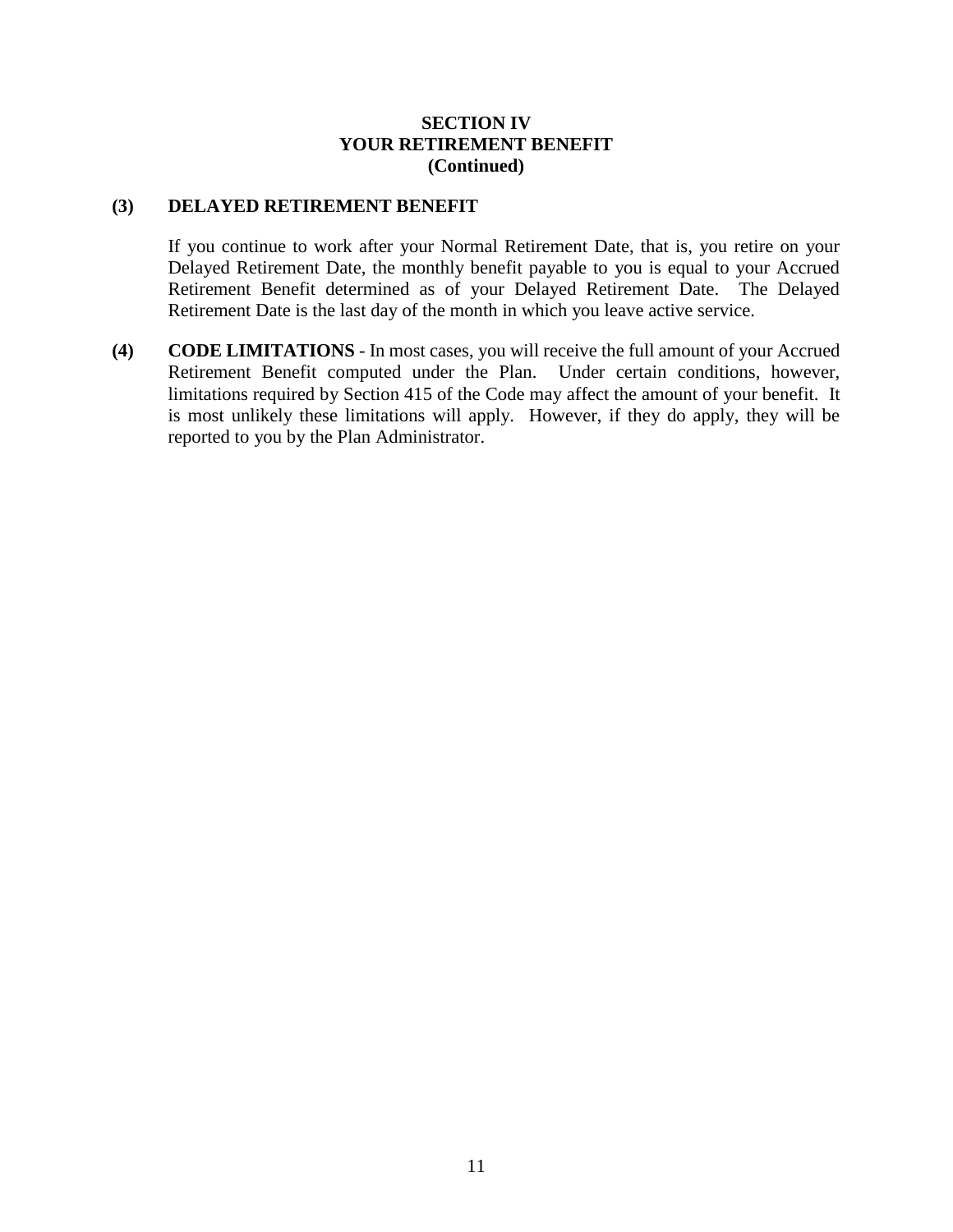## SECTION IV
## YOUR RETIREMENT BENEFIT
## (Continued)

**(3) DELAYED RETIREMENT BENEFIT**

If you continue to work after your Normal Retirement Date, that is, you retire on your Delayed Retirement Date, the monthly benefit payable to you is equal to your Accrued Retirement Benefit determined as of your Delayed Retirement Date. The Delayed Retirement Date is the last day of the month in which you leave active service.

**(4) CODE LIMITATIONS** - In most cases, you will receive the full amount of your Accrued Retirement Benefit computed under the Plan. Under certain conditions, however, limitations required by Section 415 of the Code may affect the amount of your benefit. It is most unlikely these limitations will apply. However, if they do apply, they will be reported to you by the Plan Administrator.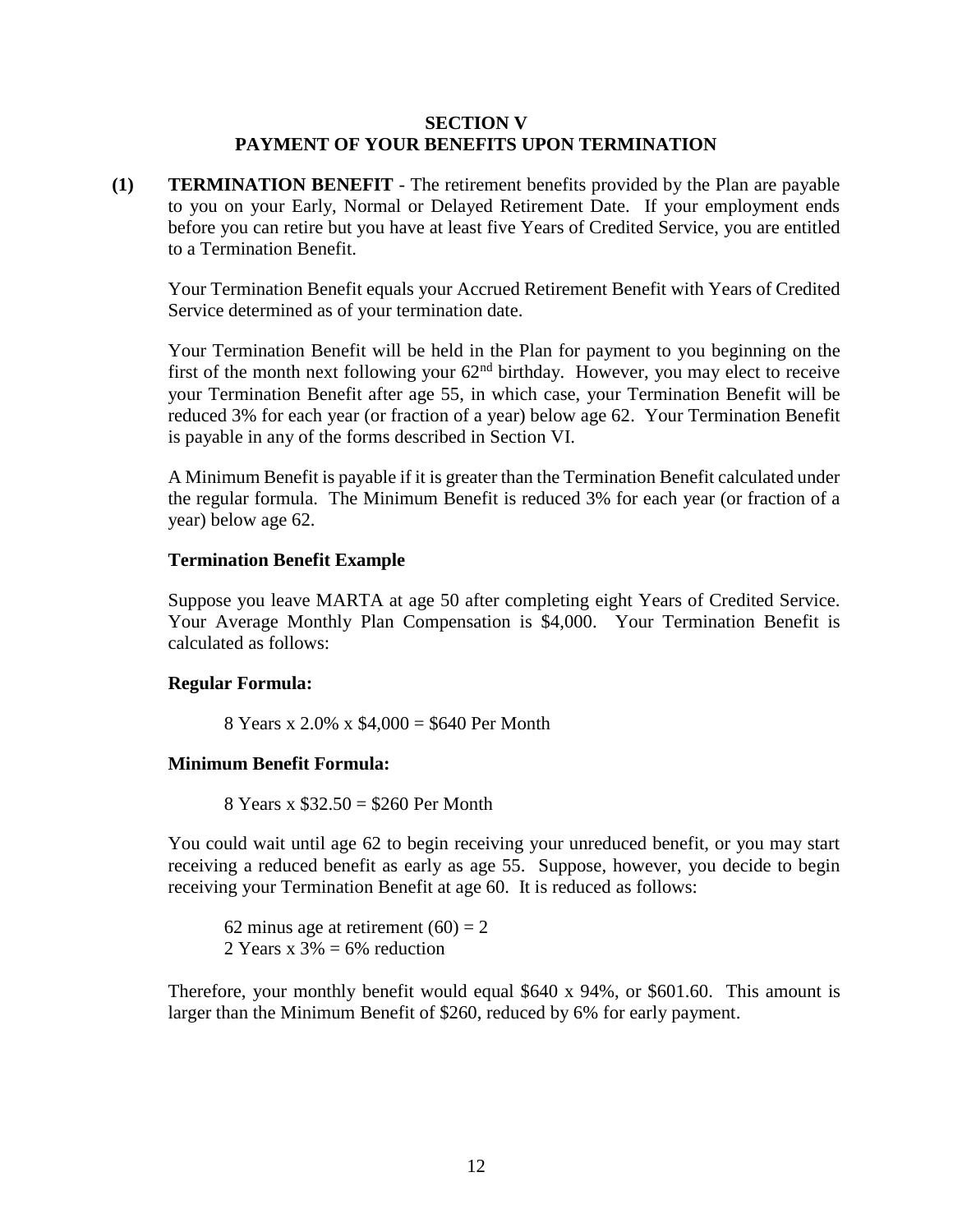# SECTION V
# PAYMENT OF YOUR BENEFITS UPON TERMINATION

**(1) TERMINATION BENEFIT** - The retirement benefits provided by the Plan are payable to you on your Early, Normal or Delayed Retirement Date. If your employment ends before you can retire but you have at least five Years of Credited Service, you are entitled to a Termination Benefit.

Your Termination Benefit equals your Accrued Retirement Benefit with Years of Credited Service determined as of your termination date.

Your Termination Benefit will be held in the Plan for payment to you beginning on the first of the month next following your 62nd birthday. However, you may elect to receive your Termination Benefit after age 55, in which case, your Termination Benefit will be reduced 3% for each year (or fraction of a year) below age 62. Your Termination Benefit is payable in any of the forms described in Section VI.

A Minimum Benefit is payable if it is greater than the Termination Benefit calculated under the regular formula. The Minimum Benefit is reduced 3% for each year (or fraction of a year) below age 62.

**Termination Benefit Example**

Suppose you leave MARTA at age 50 after completing eight Years of Credited Service. Your Average Monthly Plan Compensation is $4,000. Your Termination Benefit is calculated as follows:

**Regular Formula:**

8 Years x 2.0% x $4,000 = $640 Per Month

**Minimum Benefit Formula:**

8 Years x $32.50 = $260 Per Month

You could wait until age 62 to begin receiving your unreduced benefit, or you may start receiving a reduced benefit as early as age 55. Suppose, however, you decide to begin receiving your Termination Benefit at age 60. It is reduced as follows:

62 minus age at retirement (60) = 2
2 Years x 3% = 6% reduction

Therefore, your monthly benefit would equal $640 x 94%, or $601.60. This amount is larger than the Minimum Benefit of $260, reduced by 6% for early payment.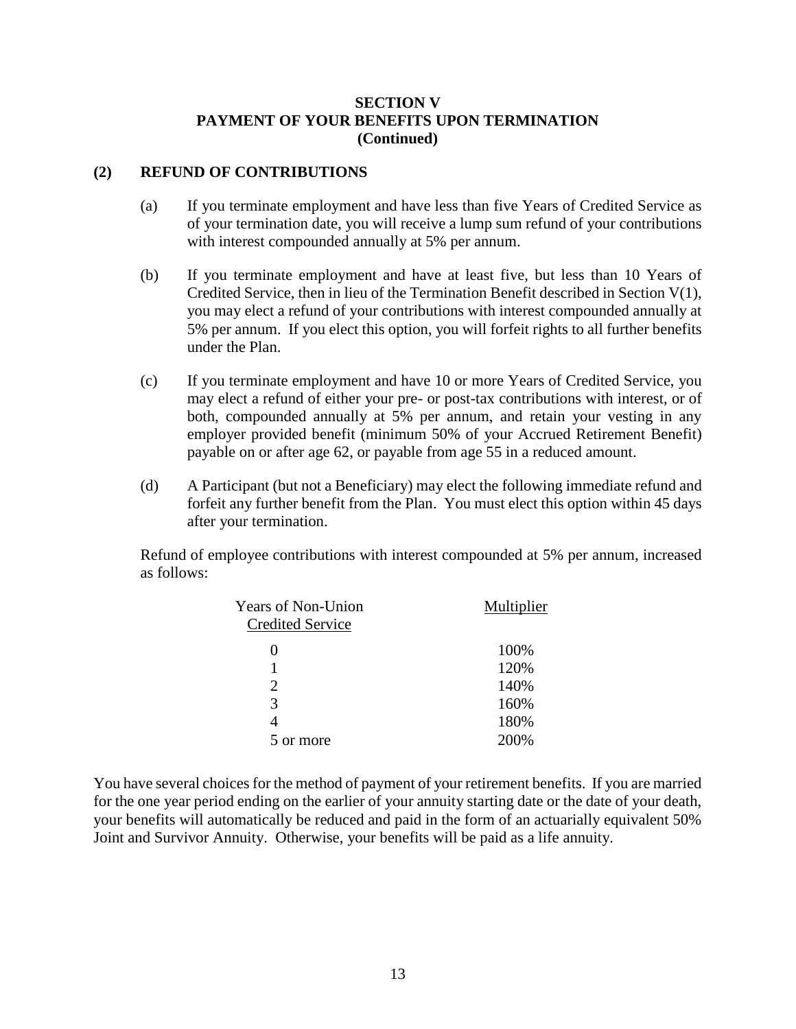## SECTION V
## PAYMENT OF YOUR BENEFITS UPON TERMINATION
## (Continued)

### (2) REFUND OF CONTRIBUTIONS

(a) If you terminate employment and have less than five Years of Credited Service as of your termination date, you will receive a lump sum refund of your contributions with interest compounded annually at 5% per annum.

(b) If you terminate employment and have at least five, but less than 10 Years of Credited Service, then in lieu of the Termination Benefit described in Section V(1), you may elect a refund of your contributions with interest compounded annually at 5% per annum. If you elect this option, you will forfeit rights to all further benefits under the Plan.

(c) If you terminate employment and have 10 or more Years of Credited Service, you may elect a refund of either your pre- or post-tax contributions with interest, or of both, compounded annually at 5% per annum, and retain your vesting in any employer provided benefit (minimum 50% of your Accrued Retirement Benefit) payable on or after age 62, or payable from age 55 in a reduced amount.

(d) A Participant (but not a Beneficiary) may elect the following immediate refund and forfeit any further benefit from the Plan. You must elect this option within 45 days after your termination.

Refund of employee contributions with interest compounded at 5% per annum, increased as follows:

| Years of Non-Union Credited Service | Multiplier |
|---|---|
| 0 | 100% |
| 1 | 120% |
| 2 | 140% |
| 3 | 160% |
| 4 | 180% |
| 5 or more | 200% |

You have several choices for the method of payment of your retirement benefits. If you are married for the one year period ending on the earlier of your annuity starting date or the date of your death, your benefits will automatically be reduced and paid in the form of an actuarially equivalent 50% Joint and Survivor Annuity. Otherwise, your benefits will be paid as a life annuity.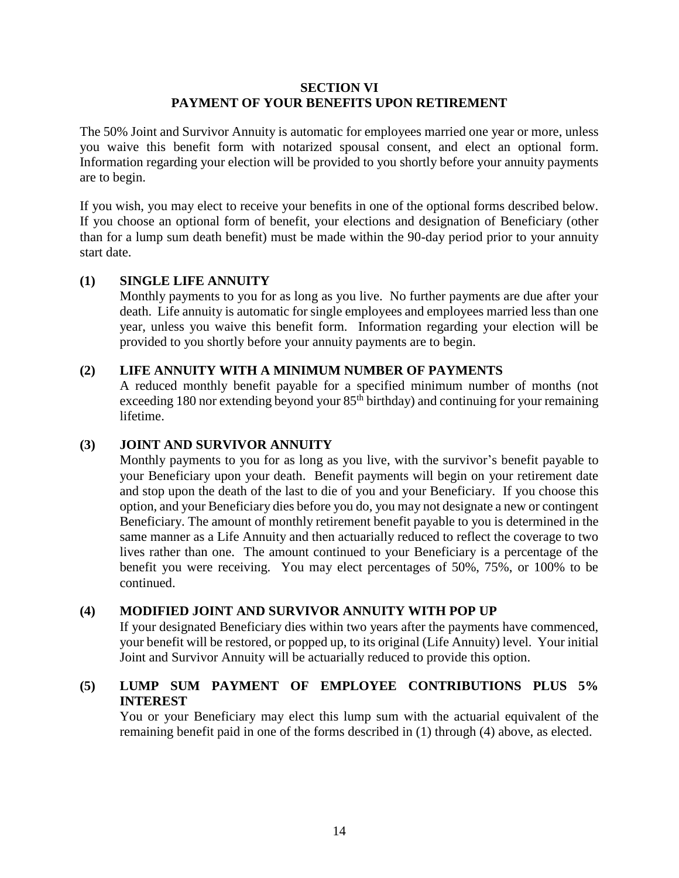# SECTION VI
# PAYMENT OF YOUR BENEFITS UPON RETIREMENT

The 50% Joint and Survivor Annuity is automatic for employees married one year or more, unless you waive this benefit form with notarized spousal consent, and elect an optional form. Information regarding your election will be provided to you shortly before your annuity payments are to begin.

If you wish, you may elect to receive your benefits in one of the optional forms described below. If you choose an optional form of benefit, your elections and designation of Beneficiary (other than for a lump sum death benefit) must be made within the 90-day period prior to your annuity start date.

### (1) SINGLE LIFE ANNUITY

Monthly payments to you for as long as you live. No further payments are due after your death. Life annuity is automatic for single employees and employees married less than one year, unless you waive this benefit form. Information regarding your election will be provided to you shortly before your annuity payments are to begin.

### (2) LIFE ANNUITY WITH A MINIMUM NUMBER OF PAYMENTS

A reduced monthly benefit payable for a specified minimum number of months (not exceeding 180 nor extending beyond your 85th birthday) and continuing for your remaining lifetime.

### (3) JOINT AND SURVIVOR ANNUITY

Monthly payments to you for as long as you live, with the survivor's benefit payable to your Beneficiary upon your death. Benefit payments will begin on your retirement date and stop upon the death of the last to die of you and your Beneficiary. If you choose this option, and your Beneficiary dies before you do, you may not designate a new or contingent Beneficiary. The amount of monthly retirement benefit payable to you is determined in the same manner as a Life Annuity and then actuarially reduced to reflect the coverage to two lives rather than one. The amount continued to your Beneficiary is a percentage of the benefit you were receiving. You may elect percentages of 50%, 75%, or 100% to be continued.

### (4) MODIFIED JOINT AND SURVIVOR ANNUITY WITH POP UP

If your designated Beneficiary dies within two years after the payments have commenced, your benefit will be restored, or popped up, to its original (Life Annuity) level. Your initial Joint and Survivor Annuity will be actuarially reduced to provide this option.

### (5) LUMP SUM PAYMENT OF EMPLOYEE CONTRIBUTIONS PLUS 5% INTEREST

You or your Beneficiary may elect this lump sum with the actuarial equivalent of the remaining benefit paid in one of the forms described in (1) through (4) above, as elected.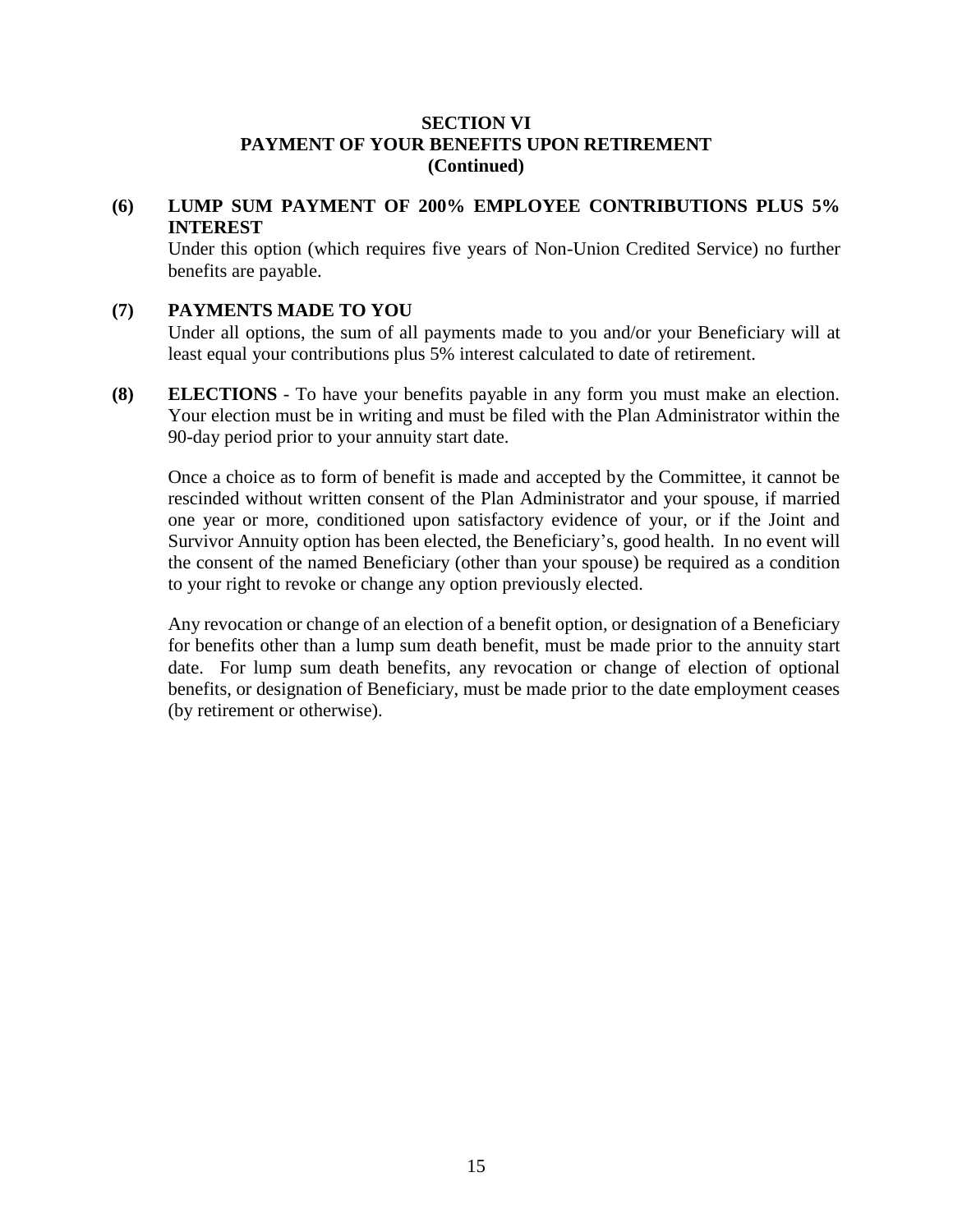## SECTION VI
## PAYMENT OF YOUR BENEFITS UPON RETIREMENT
## (Continued)

**(6) LUMP SUM PAYMENT OF 200% EMPLOYEE CONTRIBUTIONS PLUS 5% INTEREST**

Under this option (which requires five years of Non-Union Credited Service) no further benefits are payable.

**(7) PAYMENTS MADE TO YOU**

Under all options, the sum of all payments made to you and/or your Beneficiary will at least equal your contributions plus 5% interest calculated to date of retirement.

**(8) ELECTIONS** - To have your benefits payable in any form you must make an election. Your election must be in writing and must be filed with the Plan Administrator within the 90-day period prior to your annuity start date.

Once a choice as to form of benefit is made and accepted by the Committee, it cannot be rescinded without written consent of the Plan Administrator and your spouse, if married one year or more, conditioned upon satisfactory evidence of your, or if the Joint and Survivor Annuity option has been elected, the Beneficiary's, good health. In no event will the consent of the named Beneficiary (other than your spouse) be required as a condition to your right to revoke or change any option previously elected.

Any revocation or change of an election of a benefit option, or designation of a Beneficiary for benefits other than a lump sum death benefit, must be made prior to the annuity start date. For lump sum death benefits, any revocation or change of election of optional benefits, or designation of Beneficiary, must be made prior to the date employment ceases (by retirement or otherwise).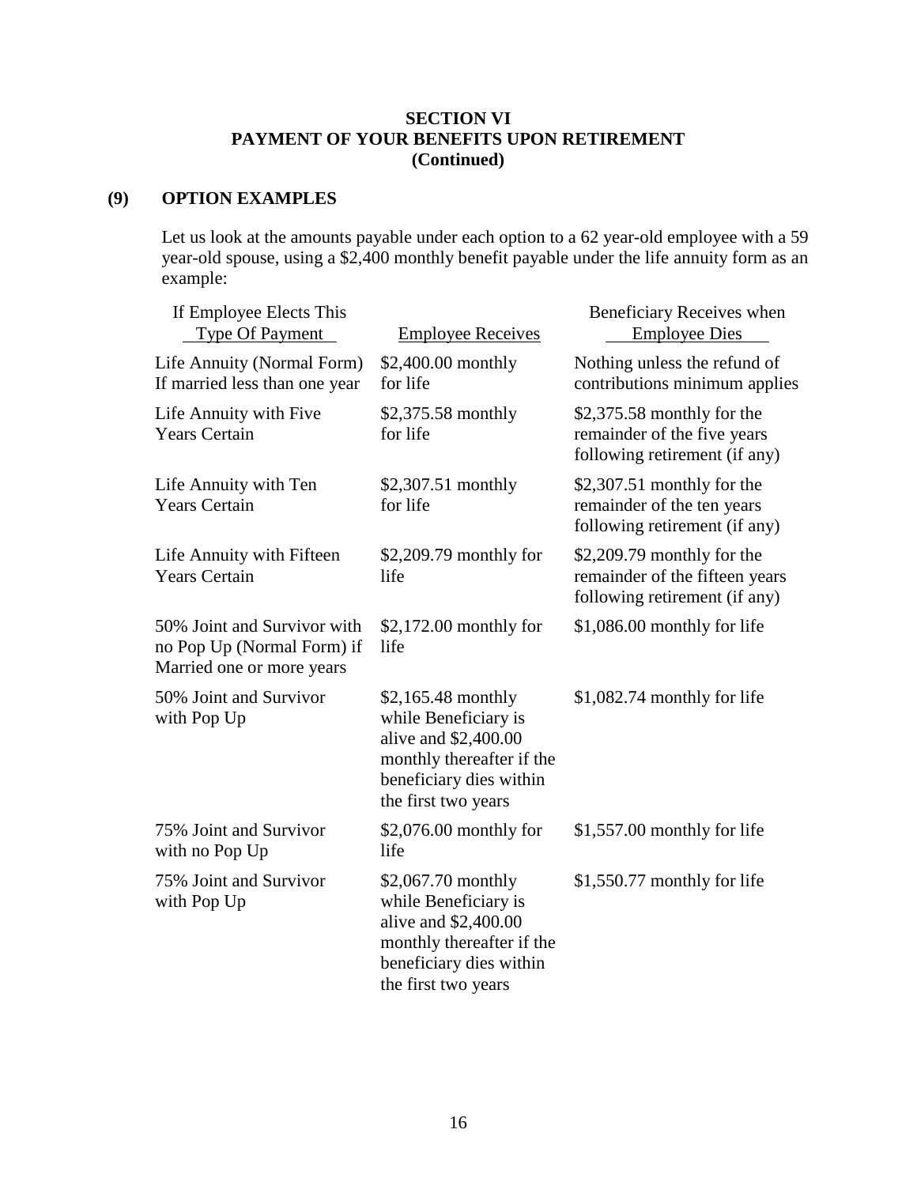## SECTION VI
## PAYMENT OF YOUR BENEFITS UPON RETIREMENT
## (Continued)

### (9) OPTION EXAMPLES

Let us look at the amounts payable under each option to a 62 year-old employee with a 59 year-old spouse, using a $2,400 monthly benefit payable under the life annuity form as an example:

| If Employee Elects This Type Of Payment | Employee Receives | Beneficiary Receives when Employee Dies |
|---|---|---|
| Life Annuity (Normal Form) If married less than one year | $2,400.00 monthly for life | Nothing unless the refund of contributions minimum applies |
| Life Annuity with Five Years Certain | $2,375.58 monthly for life | $2,375.58 monthly for the remainder of the five years following retirement (if any) |
| Life Annuity with Ten Years Certain | $2,307.51 monthly for life | $2,307.51 monthly for the remainder of the ten years following retirement (if any) |
| Life Annuity with Fifteen Years Certain | $2,209.79 monthly for life | $2,209.79 monthly for the remainder of the fifteen years following retirement (if any) |
| 50% Joint and Survivor with no Pop Up (Normal Form) if Married one or more years | $2,172.00 monthly for life | $1,086.00 monthly for life |
| 50% Joint and Survivor with Pop Up | $2,165.48 monthly while Beneficiary is alive and $2,400.00 monthly thereafter if the beneficiary dies within the first two years | $1,082.74 monthly for life |
| 75% Joint and Survivor with no Pop Up | $2,076.00 monthly for life | $1,557.00 monthly for life |
| 75% Joint and Survivor with Pop Up | $2,067.70 monthly while Beneficiary is alive and $2,400.00 monthly thereafter if the beneficiary dies within the first two years | $1,550.77 monthly for life |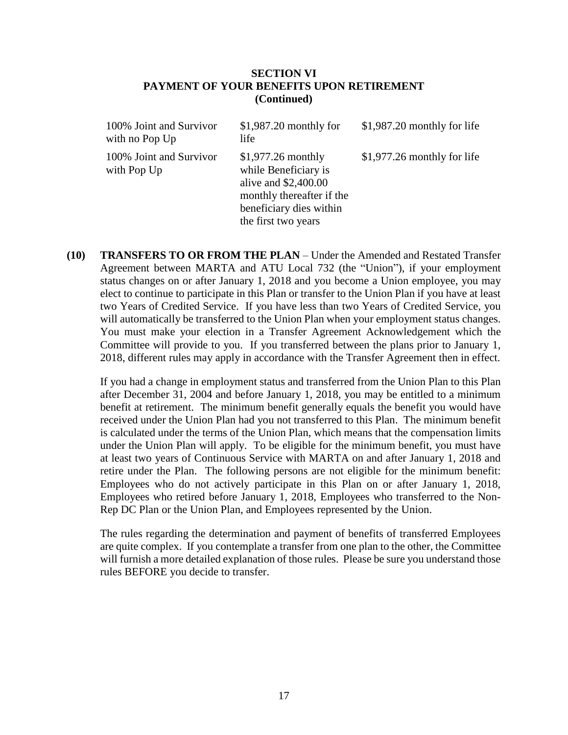## SECTION VI
## PAYMENT OF YOUR BENEFITS UPON RETIREMENT
## (Continued)

| | | |
|---|---|---|
| 100% Joint and Survivor with no Pop Up | $1,987.20 monthly for life | $1,987.20 monthly for life |
| 100% Joint and Survivor with Pop Up | $1,977.26 monthly while Beneficiary is alive and $2,400.00 monthly thereafter if the beneficiary dies within the first two years | $1,977.26 monthly for life |

**(10) TRANSFERS TO OR FROM THE PLAN** – Under the Amended and Restated Transfer Agreement between MARTA and ATU Local 732 (the "Union"), if your employment status changes on or after January 1, 2018 and you become a Union employee, you may elect to continue to participate in this Plan or transfer to the Union Plan if you have at least two Years of Credited Service. If you have less than two Years of Credited Service, you will automatically be transferred to the Union Plan when your employment status changes. You must make your election in a Transfer Agreement Acknowledgement which the Committee will provide to you. If you transferred between the plans prior to January 1, 2018, different rules may apply in accordance with the Transfer Agreement then in effect.

If you had a change in employment status and transferred from the Union Plan to this Plan after December 31, 2004 and before January 1, 2018, you may be entitled to a minimum benefit at retirement. The minimum benefit generally equals the benefit you would have received under the Union Plan had you not transferred to this Plan. The minimum benefit is calculated under the terms of the Union Plan, which means that the compensation limits under the Union Plan will apply. To be eligible for the minimum benefit, you must have at least two years of Continuous Service with MARTA on and after January 1, 2018 and retire under the Plan. The following persons are not eligible for the minimum benefit: Employees who do not actively participate in this Plan on or after January 1, 2018, Employees who retired before January 1, 2018, Employees who transferred to the Non-Rep DC Plan or the Union Plan, and Employees represented by the Union.

The rules regarding the determination and payment of benefits of transferred Employees are quite complex. If you contemplate a transfer from one plan to the other, the Committee will furnish a more detailed explanation of those rules. Please be sure you understand those rules BEFORE you decide to transfer.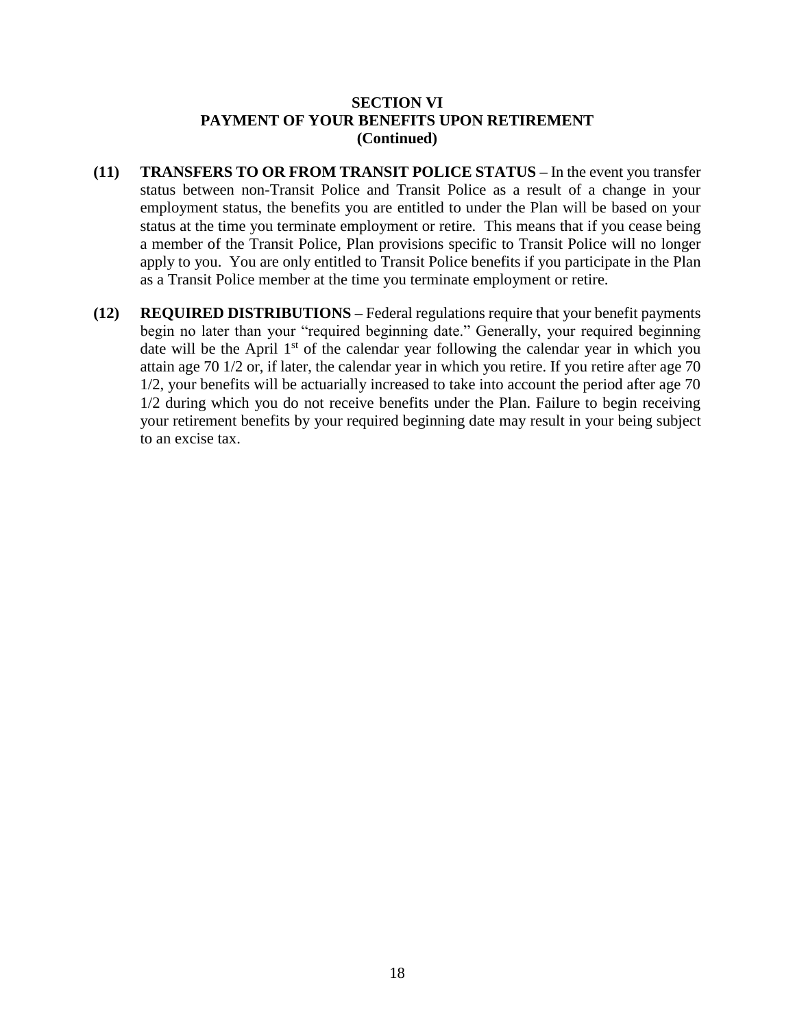## SECTION VI
## PAYMENT OF YOUR BENEFITS UPON RETIREMENT
## (Continued)

**(11) TRANSFERS TO OR FROM TRANSIT POLICE STATUS –** In the event you transfer status between non-Transit Police and Transit Police as a result of a change in your employment status, the benefits you are entitled to under the Plan will be based on your status at the time you terminate employment or retire. This means that if you cease being a member of the Transit Police, Plan provisions specific to Transit Police will no longer apply to you. You are only entitled to Transit Police benefits if you participate in the Plan as a Transit Police member at the time you terminate employment or retire.

**(12) REQUIRED DISTRIBUTIONS –** Federal regulations require that your benefit payments begin no later than your "required beginning date." Generally, your required beginning date will be the April 1st of the calendar year following the calendar year in which you attain age 70 1/2 or, if later, the calendar year in which you retire. If you retire after age 70 1/2, your benefits will be actuarially increased to take into account the period after age 70 1/2 during which you do not receive benefits under the Plan. Failure to begin receiving your retirement benefits by your required beginning date may result in your being subject to an excise tax.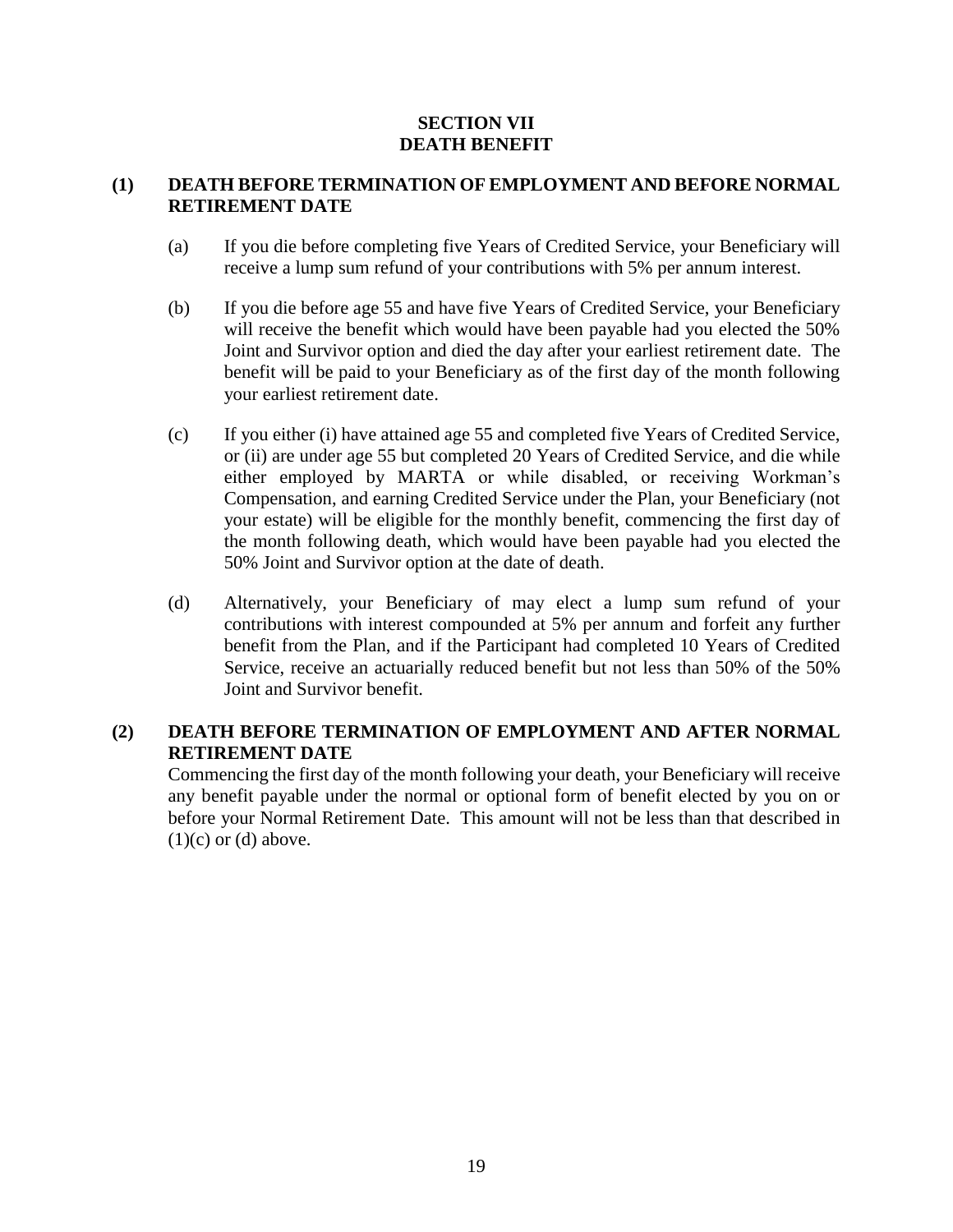# SECTION VII
# DEATH BENEFIT

## (1) DEATH BEFORE TERMINATION OF EMPLOYMENT AND BEFORE NORMAL RETIREMENT DATE

(a) If you die before completing five Years of Credited Service, your Beneficiary will receive a lump sum refund of your contributions with 5% per annum interest.

(b) If you die before age 55 and have five Years of Credited Service, your Beneficiary will receive the benefit which would have been payable had you elected the 50% Joint and Survivor option and died the day after your earliest retirement date. The benefit will be paid to your Beneficiary as of the first day of the month following your earliest retirement date.

(c) If you either (i) have attained age 55 and completed five Years of Credited Service, or (ii) are under age 55 but completed 20 Years of Credited Service, and die while either employed by MARTA or while disabled, or receiving Workman's Compensation, and earning Credited Service under the Plan, your Beneficiary (not your estate) will be eligible for the monthly benefit, commencing the first day of the month following death, which would have been payable had you elected the 50% Joint and Survivor option at the date of death.

(d) Alternatively, your Beneficiary of may elect a lump sum refund of your contributions with interest compounded at 5% per annum and forfeit any further benefit from the Plan, and if the Participant had completed 10 Years of Credited Service, receive an actuarially reduced benefit but not less than 50% of the 50% Joint and Survivor benefit.

## (2) DEATH BEFORE TERMINATION OF EMPLOYMENT AND AFTER NORMAL RETIREMENT DATE

Commencing the first day of the month following your death, your Beneficiary will receive any benefit payable under the normal or optional form of benefit elected by you on or before your Normal Retirement Date. This amount will not be less than that described in (1)(c) or (d) above.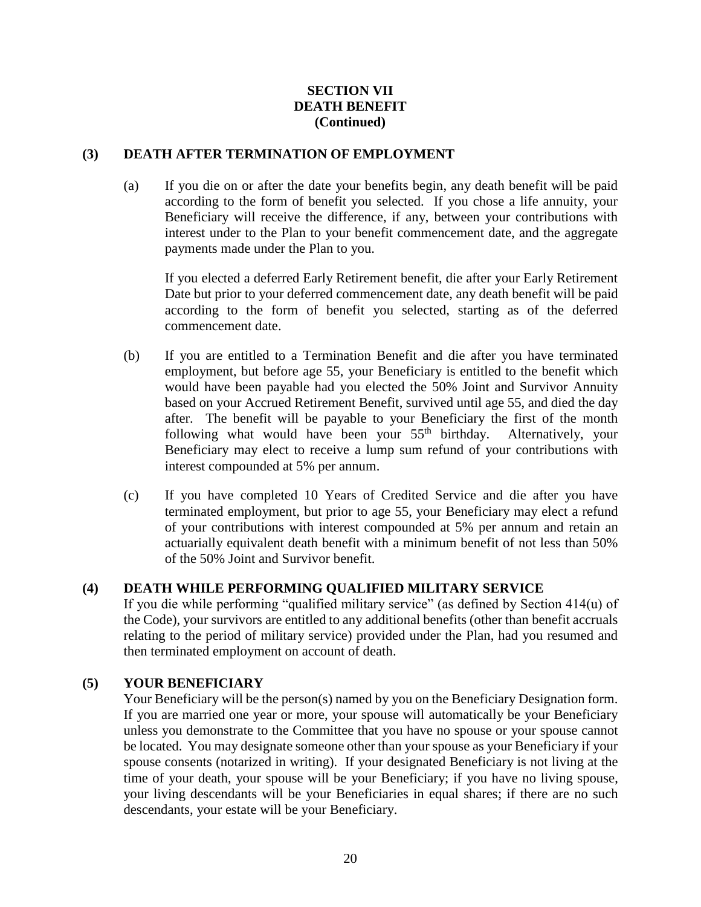## SECTION VII
## DEATH BENEFIT
## (Continued)

### (3) DEATH AFTER TERMINATION OF EMPLOYMENT

(a) If you die on or after the date your benefits begin, any death benefit will be paid according to the form of benefit you selected. If you chose a life annuity, your Beneficiary will receive the difference, if any, between your contributions with interest under to the Plan to your benefit commencement date, and the aggregate payments made under the Plan to you.

If you elected a deferred Early Retirement benefit, die after your Early Retirement Date but prior to your deferred commencement date, any death benefit will be paid according to the form of benefit you selected, starting as of the deferred commencement date.

(b) If you are entitled to a Termination Benefit and die after you have terminated employment, but before age 55, your Beneficiary is entitled to the benefit which would have been payable had you elected the 50% Joint and Survivor Annuity based on your Accrued Retirement Benefit, survived until age 55, and died the day after. The benefit will be payable to your Beneficiary the first of the month following what would have been your 55th birthday. Alternatively, your Beneficiary may elect to receive a lump sum refund of your contributions with interest compounded at 5% per annum.

(c) If you have completed 10 Years of Credited Service and die after you have terminated employment, but prior to age 55, your Beneficiary may elect a refund of your contributions with interest compounded at 5% per annum and retain an actuarially equivalent death benefit with a minimum benefit of not less than 50% of the 50% Joint and Survivor benefit.

### (4) DEATH WHILE PERFORMING QUALIFIED MILITARY SERVICE

If you die while performing "qualified military service" (as defined by Section 414(u) of the Code), your survivors are entitled to any additional benefits (other than benefit accruals relating to the period of military service) provided under the Plan, had you resumed and then terminated employment on account of death.

### (5) YOUR BENEFICIARY

Your Beneficiary will be the person(s) named by you on the Beneficiary Designation form. If you are married one year or more, your spouse will automatically be your Beneficiary unless you demonstrate to the Committee that you have no spouse or your spouse cannot be located. You may designate someone other than your spouse as your Beneficiary if your spouse consents (notarized in writing). If your designated Beneficiary is not living at the time of your death, your spouse will be your Beneficiary; if you have no living spouse, your living descendants will be your Beneficiaries in equal shares; if there are no such descendants, your estate will be your Beneficiary.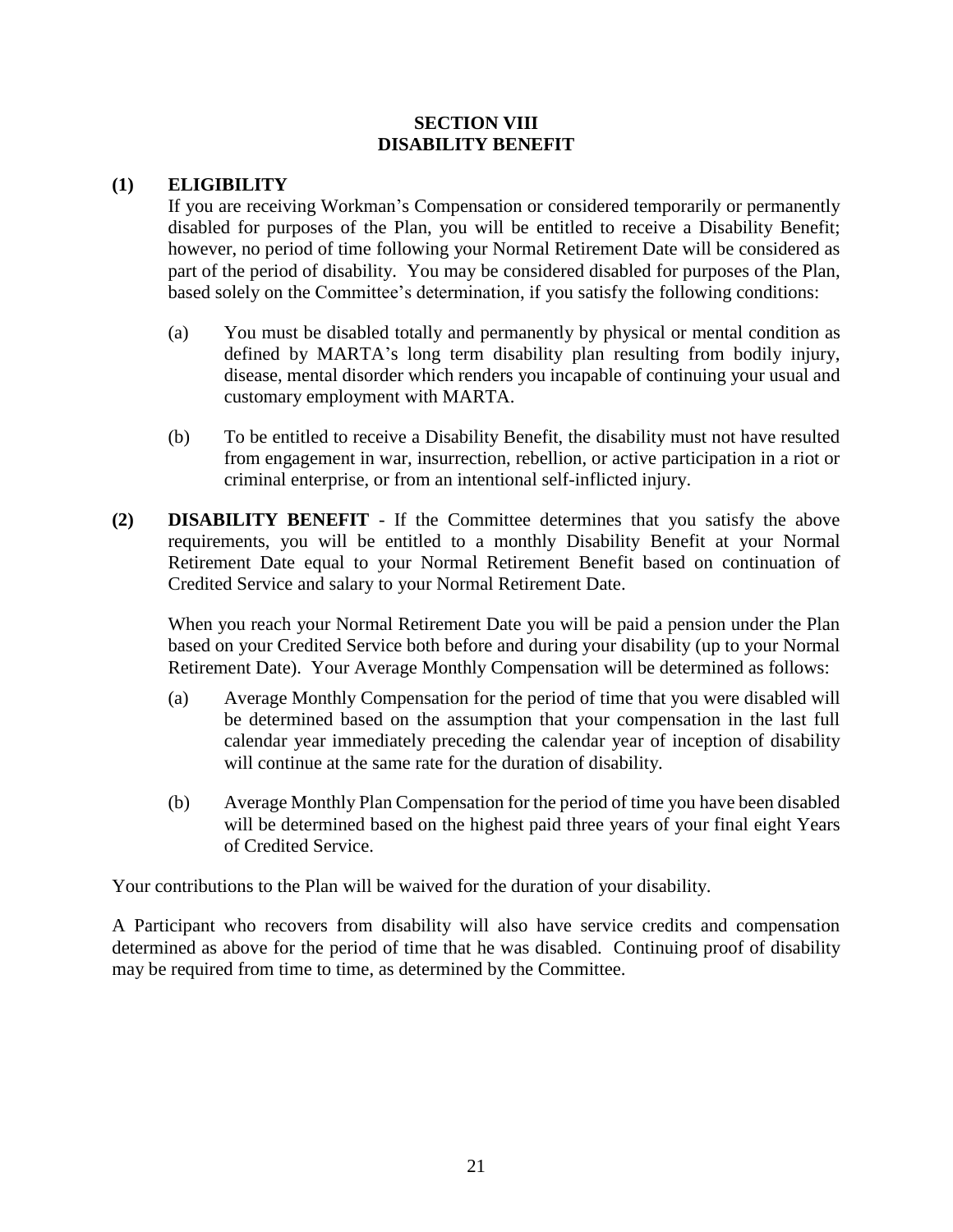# SECTION VIII
# DISABILITY BENEFIT

**(1) ELIGIBILITY**

If you are receiving Workman's Compensation or considered temporarily or permanently disabled for purposes of the Plan, you will be entitled to receive a Disability Benefit; however, no period of time following your Normal Retirement Date will be considered as part of the period of disability. You may be considered disabled for purposes of the Plan, based solely on the Committee's determination, if you satisfy the following conditions:

(a) You must be disabled totally and permanently by physical or mental condition as defined by MARTA's long term disability plan resulting from bodily injury, disease, mental disorder which renders you incapable of continuing your usual and customary employment with MARTA.

(b) To be entitled to receive a Disability Benefit, the disability must not have resulted from engagement in war, insurrection, rebellion, or active participation in a riot or criminal enterprise, or from an intentional self-inflicted injury.

**(2) DISABILITY BENEFIT** - If the Committee determines that you satisfy the above requirements, you will be entitled to a monthly Disability Benefit at your Normal Retirement Date equal to your Normal Retirement Benefit based on continuation of Credited Service and salary to your Normal Retirement Date.

When you reach your Normal Retirement Date you will be paid a pension under the Plan based on your Credited Service both before and during your disability (up to your Normal Retirement Date). Your Average Monthly Compensation will be determined as follows:

(a) Average Monthly Compensation for the period of time that you were disabled will be determined based on the assumption that your compensation in the last full calendar year immediately preceding the calendar year of inception of disability will continue at the same rate for the duration of disability.

(b) Average Monthly Plan Compensation for the period of time you have been disabled will be determined based on the highest paid three years of your final eight Years of Credited Service.

Your contributions to the Plan will be waived for the duration of your disability.

A Participant who recovers from disability will also have service credits and compensation determined as above for the period of time that he was disabled. Continuing proof of disability may be required from time to time, as determined by the Committee.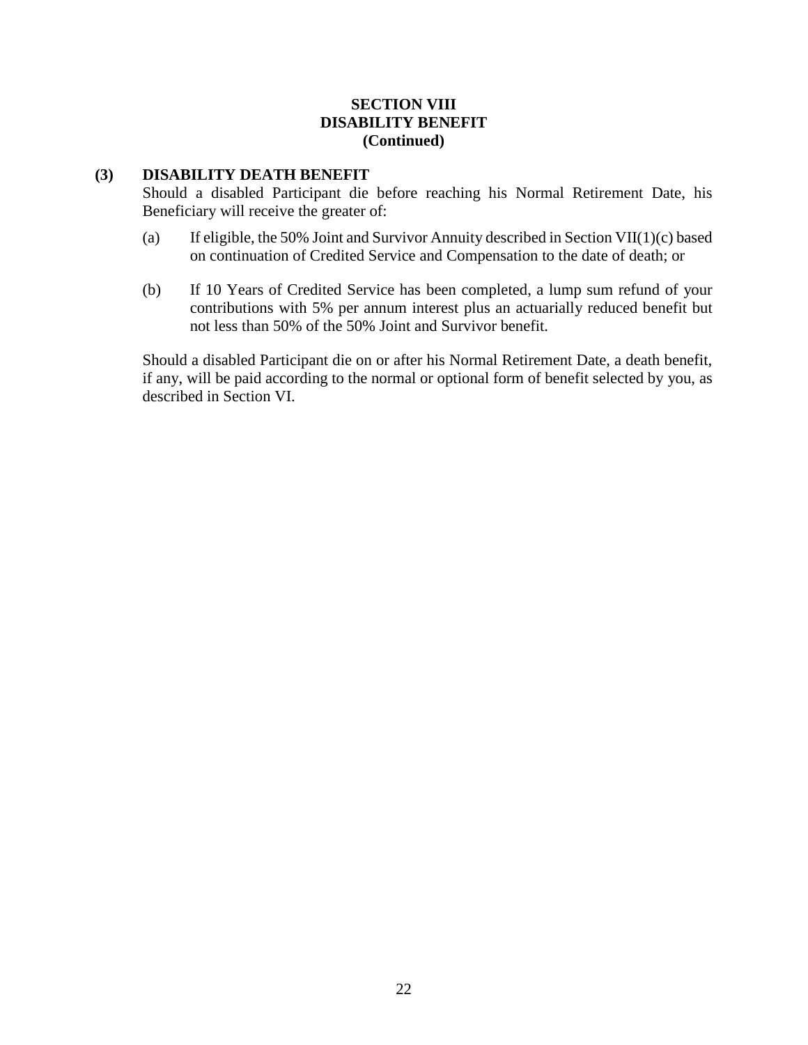## SECTION VIII
## DISABILITY BENEFIT
## (Continued)

**(3) DISABILITY DEATH BENEFIT**

Should a disabled Participant die before reaching his Normal Retirement Date, his Beneficiary will receive the greater of:

(a) If eligible, the 50% Joint and Survivor Annuity described in Section VII(1)(c) based on continuation of Credited Service and Compensation to the date of death; or

(b) If 10 Years of Credited Service has been completed, a lump sum refund of your contributions with 5% per annum interest plus an actuarially reduced benefit but not less than 50% of the 50% Joint and Survivor benefit.

Should a disabled Participant die on or after his Normal Retirement Date, a death benefit, if any, will be paid according to the normal or optional form of benefit selected by you, as described in Section VI.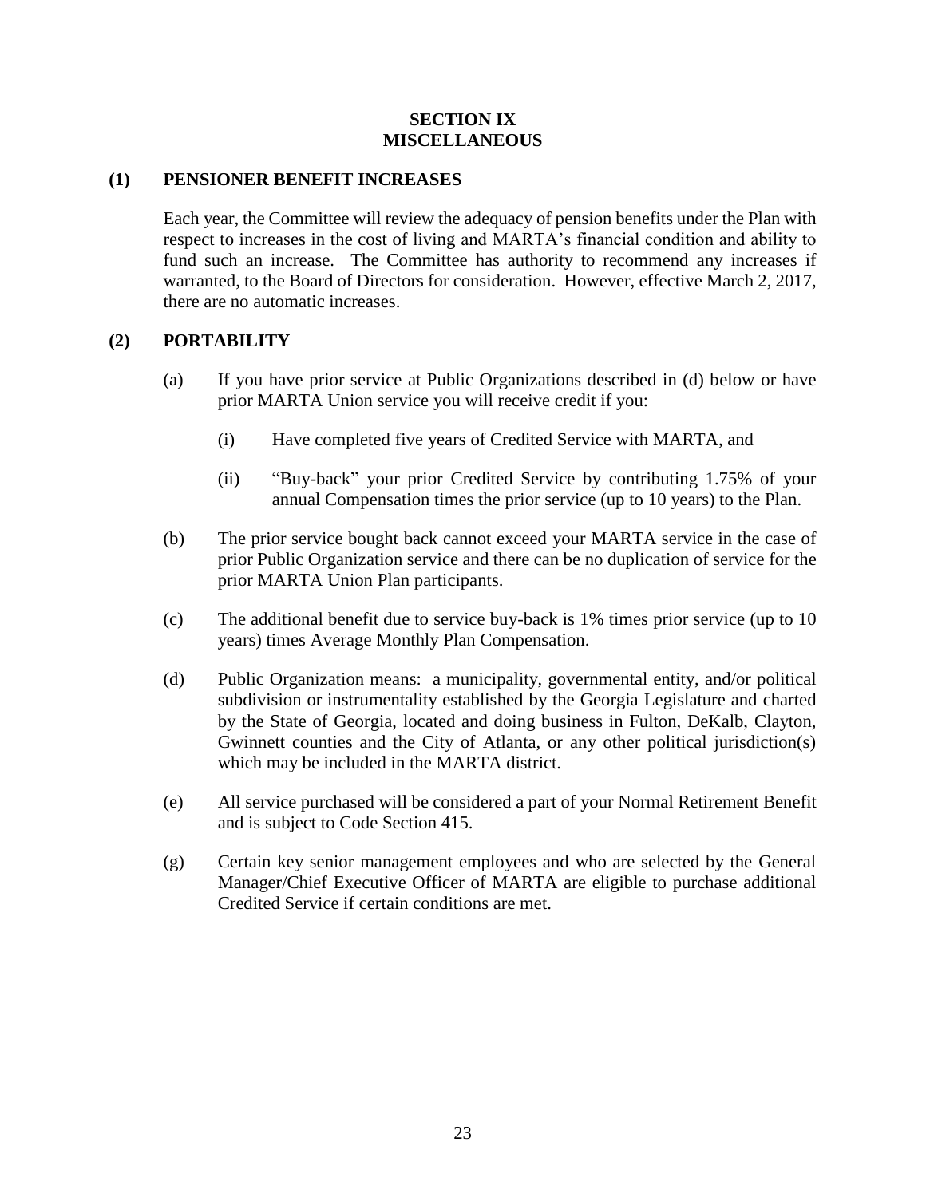# SECTION IX
# MISCELLANEOUS

## (1) PENSIONER BENEFIT INCREASES

Each year, the Committee will review the adequacy of pension benefits under the Plan with respect to increases in the cost of living and MARTA's financial condition and ability to fund such an increase. The Committee has authority to recommend any increases if warranted, to the Board of Directors for consideration. However, effective March 2, 2017, there are no automatic increases.

## (2) PORTABILITY

(a) If you have prior service at Public Organizations described in (d) below or have prior MARTA Union service you will receive credit if you:

(i) Have completed five years of Credited Service with MARTA, and

(ii) "Buy-back" your prior Credited Service by contributing 1.75% of your annual Compensation times the prior service (up to 10 years) to the Plan.

(b) The prior service bought back cannot exceed your MARTA service in the case of prior Public Organization service and there can be no duplication of service for the prior MARTA Union Plan participants.

(c) The additional benefit due to service buy-back is 1% times prior service (up to 10 years) times Average Monthly Plan Compensation.

(d) Public Organization means: a municipality, governmental entity, and/or political subdivision or instrumentality established by the Georgia Legislature and charted by the State of Georgia, located and doing business in Fulton, DeKalb, Clayton, Gwinnett counties and the City of Atlanta, or any other political jurisdiction(s) which may be included in the MARTA district.

(e) All service purchased will be considered a part of your Normal Retirement Benefit and is subject to Code Section 415.

(g) Certain key senior management employees and who are selected by the General Manager/Chief Executive Officer of MARTA are eligible to purchase additional Credited Service if certain conditions are met.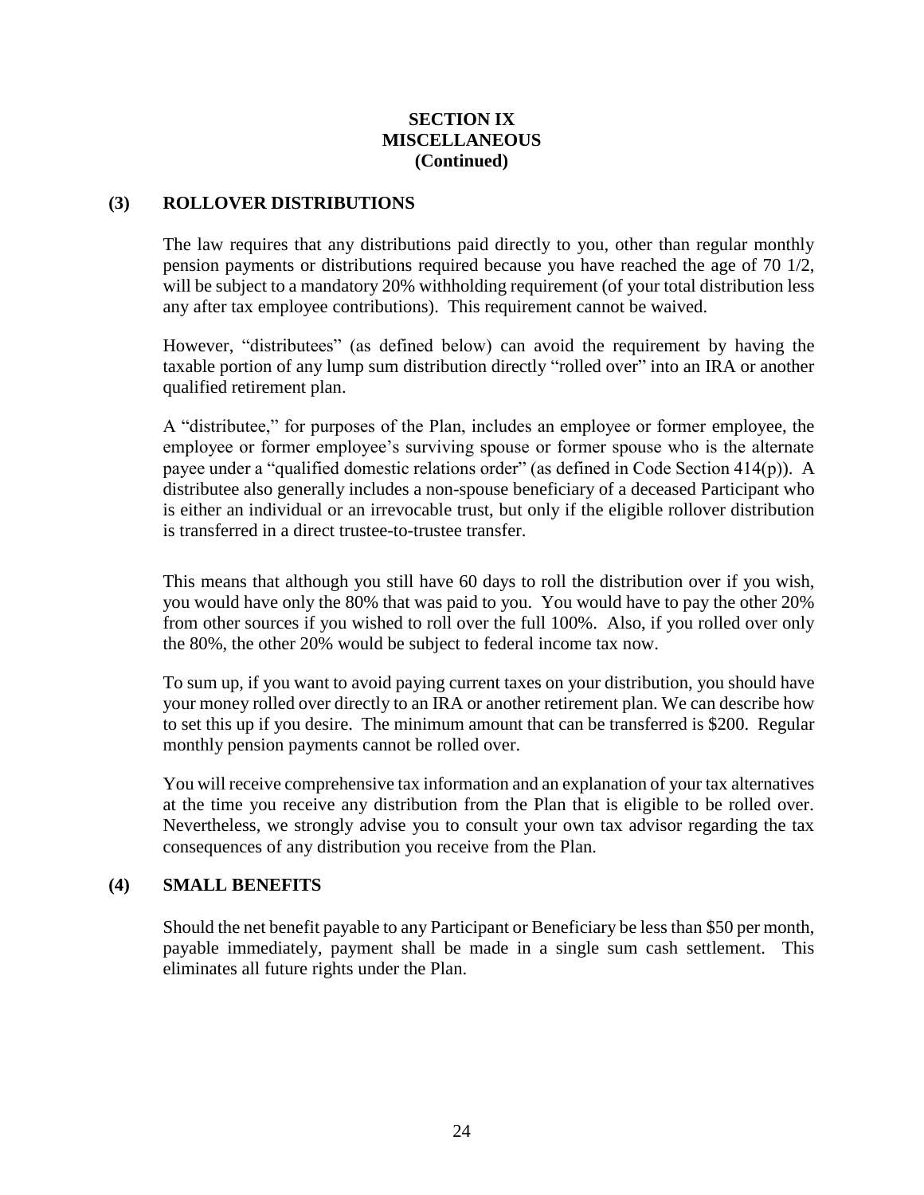# SECTION IX
# MISCELLANEOUS
# (Continued)

## (3) ROLLOVER DISTRIBUTIONS

The law requires that any distributions paid directly to you, other than regular monthly pension payments or distributions required because you have reached the age of 70 1/2, will be subject to a mandatory 20% withholding requirement (of your total distribution less any after tax employee contributions). This requirement cannot be waived.

However, "distributees" (as defined below) can avoid the requirement by having the taxable portion of any lump sum distribution directly "rolled over" into an IRA or another qualified retirement plan.

A "distributee," for purposes of the Plan, includes an employee or former employee, the employee or former employee's surviving spouse or former spouse who is the alternate payee under a "qualified domestic relations order" (as defined in Code Section 414(p)). A distributee also generally includes a non-spouse beneficiary of a deceased Participant who is either an individual or an irrevocable trust, but only if the eligible rollover distribution is transferred in a direct trustee-to-trustee transfer.

This means that although you still have 60 days to roll the distribution over if you wish, you would have only the 80% that was paid to you. You would have to pay the other 20% from other sources if you wished to roll over the full 100%. Also, if you rolled over only the 80%, the other 20% would be subject to federal income tax now.

To sum up, if you want to avoid paying current taxes on your distribution, you should have your money rolled over directly to an IRA or another retirement plan. We can describe how to set this up if you desire. The minimum amount that can be transferred is $200. Regular monthly pension payments cannot be rolled over.

You will receive comprehensive tax information and an explanation of your tax alternatives at the time you receive any distribution from the Plan that is eligible to be rolled over. Nevertheless, we strongly advise you to consult your own tax advisor regarding the tax consequences of any distribution you receive from the Plan.

## (4) SMALL BENEFITS

Should the net benefit payable to any Participant or Beneficiary be less than $50 per month, payable immediately, payment shall be made in a single sum cash settlement. This eliminates all future rights under the Plan.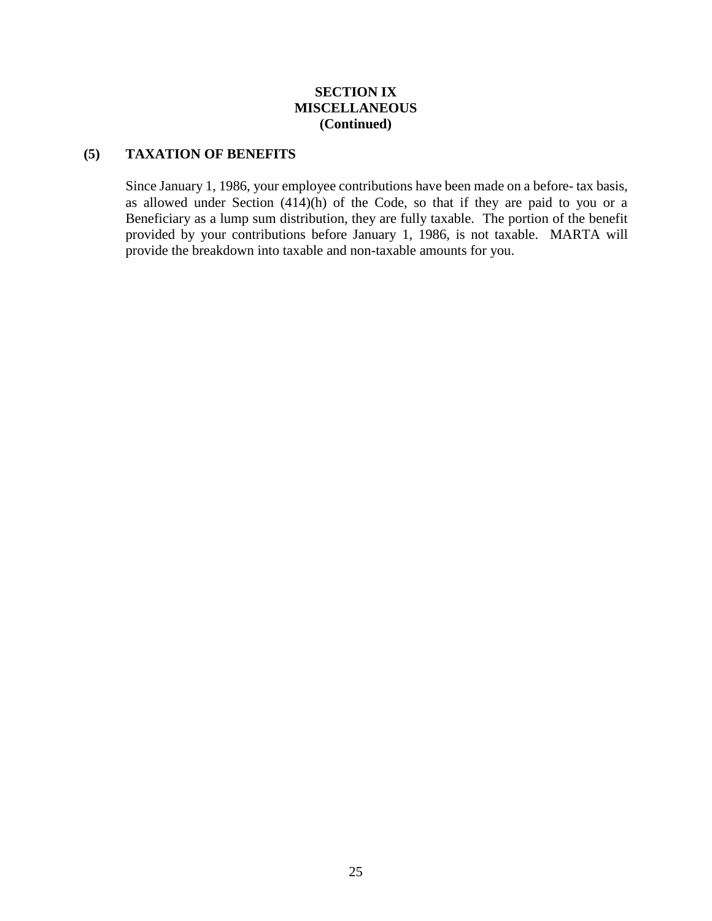## SECTION IX
## MISCELLANEOUS
## (Continued)

### (5) TAXATION OF BENEFITS

Since January 1, 1986, your employee contributions have been made on a before- tax basis, as allowed under Section (414)(h) of the Code, so that if they are paid to you or a Beneficiary as a lump sum distribution, they are fully taxable. The portion of the benefit provided by your contributions before January 1, 1986, is not taxable. MARTA will provide the breakdown into taxable and non-taxable amounts for you.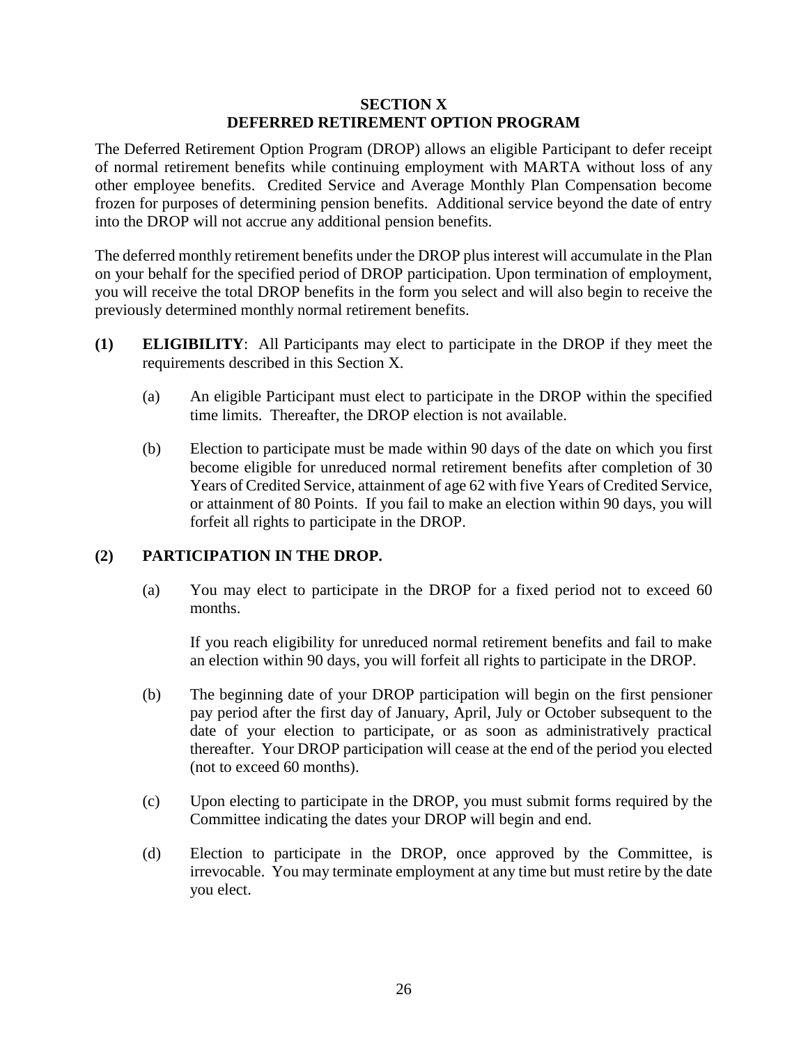## SECTION X
## DEFERRED RETIREMENT OPTION PROGRAM

The Deferred Retirement Option Program (DROP) allows an eligible Participant to defer receipt of normal retirement benefits while continuing employment with MARTA without loss of any other employee benefits. Credited Service and Average Monthly Plan Compensation become frozen for purposes of determining pension benefits. Additional service beyond the date of entry into the DROP will not accrue any additional pension benefits.

The deferred monthly retirement benefits under the DROP plus interest will accumulate in the Plan on your behalf for the specified period of DROP participation. Upon termination of employment, you will receive the total DROP benefits in the form you select and will also begin to receive the previously determined monthly normal retirement benefits.

**(1) ELIGIBILITY**: All Participants may elect to participate in the DROP if they meet the requirements described in this Section X.

(a) An eligible Participant must elect to participate in the DROP within the specified time limits. Thereafter, the DROP election is not available.

(b) Election to participate must be made within 90 days of the date on which you first become eligible for unreduced normal retirement benefits after completion of 30 Years of Credited Service, attainment of age 62 with five Years of Credited Service, or attainment of 80 Points. If you fail to make an election within 90 days, you will forfeit all rights to participate in the DROP.

**(2) PARTICIPATION IN THE DROP.**

(a) You may elect to participate in the DROP for a fixed period not to exceed 60 months.

If you reach eligibility for unreduced normal retirement benefits and fail to make an election within 90 days, you will forfeit all rights to participate in the DROP.

(b) The beginning date of your DROP participation will begin on the first pensioner pay period after the first day of January, April, July or October subsequent to the date of your election to participate, or as soon as administratively practical thereafter. Your DROP participation will cease at the end of the period you elected (not to exceed 60 months).

(c) Upon electing to participate in the DROP, you must submit forms required by the Committee indicating the dates your DROP will begin and end.

(d) Election to participate in the DROP, once approved by the Committee, is irrevocable. You may terminate employment at any time but must retire by the date you elect.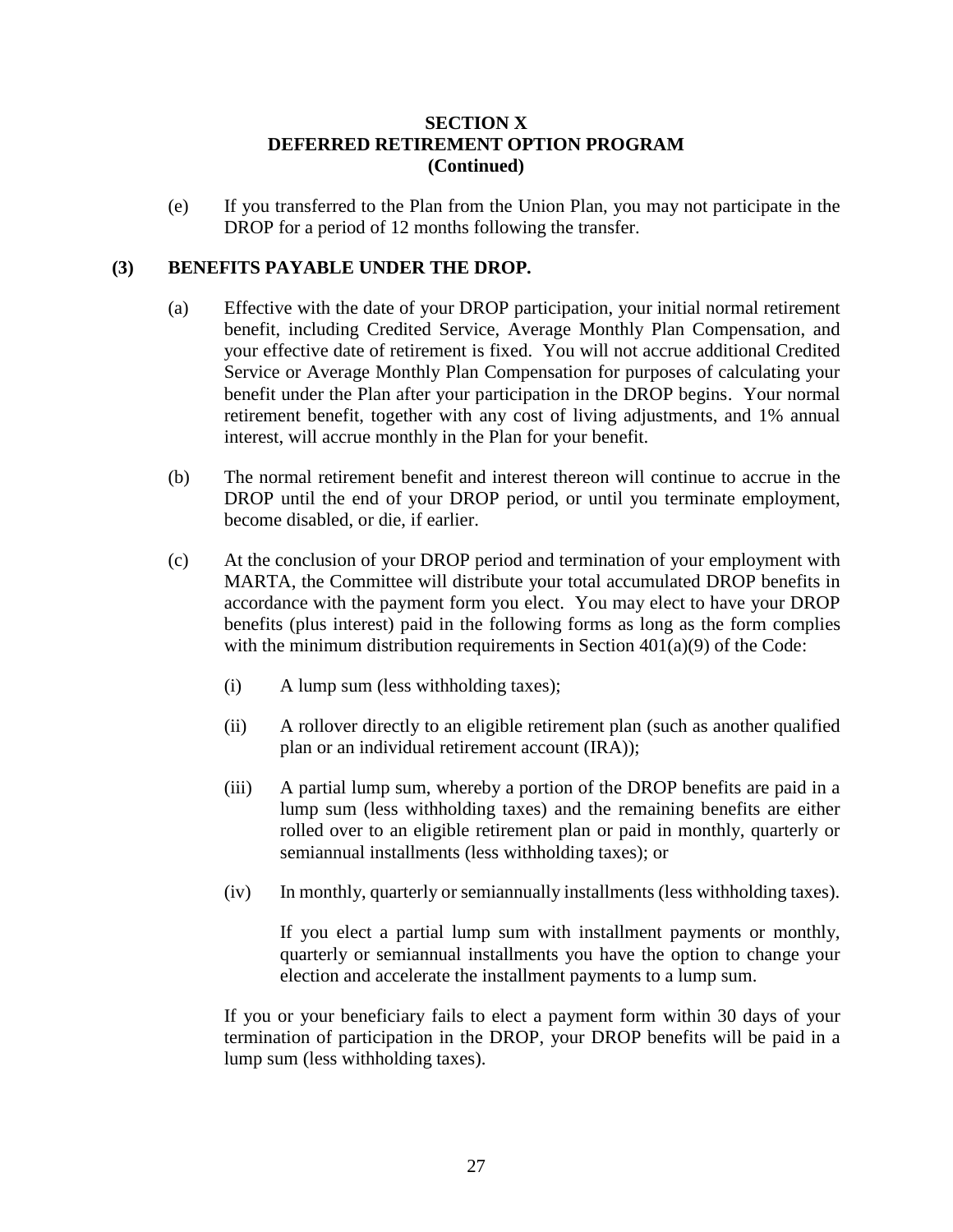## SECTION X
## DEFERRED RETIREMENT OPTION PROGRAM
## (Continued)

(e) If you transferred to the Plan from the Union Plan, you may not participate in the DROP for a period of 12 months following the transfer.

### (3) BENEFITS PAYABLE UNDER THE DROP.

(a) Effective with the date of your DROP participation, your initial normal retirement benefit, including Credited Service, Average Monthly Plan Compensation, and your effective date of retirement is fixed. You will not accrue additional Credited Service or Average Monthly Plan Compensation for purposes of calculating your benefit under the Plan after your participation in the DROP begins. Your normal retirement benefit, together with any cost of living adjustments, and 1% annual interest, will accrue monthly in the Plan for your benefit.

(b) The normal retirement benefit and interest thereon will continue to accrue in the DROP until the end of your DROP period, or until you terminate employment, become disabled, or die, if earlier.

(c) At the conclusion of your DROP period and termination of your employment with MARTA, the Committee will distribute your total accumulated DROP benefits in accordance with the payment form you elect. You may elect to have your DROP benefits (plus interest) paid in the following forms as long as the form complies with the minimum distribution requirements in Section 401(a)(9) of the Code:

(i) A lump sum (less withholding taxes);

(ii) A rollover directly to an eligible retirement plan (such as another qualified plan or an individual retirement account (IRA));

(iii) A partial lump sum, whereby a portion of the DROP benefits are paid in a lump sum (less withholding taxes) and the remaining benefits are either rolled over to an eligible retirement plan or paid in monthly, quarterly or semiannual installments (less withholding taxes); or

(iv) In monthly, quarterly or semiannually installments (less withholding taxes).

If you elect a partial lump sum with installment payments or monthly, quarterly or semiannual installments you have the option to change your election and accelerate the installment payments to a lump sum.

If you or your beneficiary fails to elect a payment form within 30 days of your termination of participation in the DROP, your DROP benefits will be paid in a lump sum (less withholding taxes).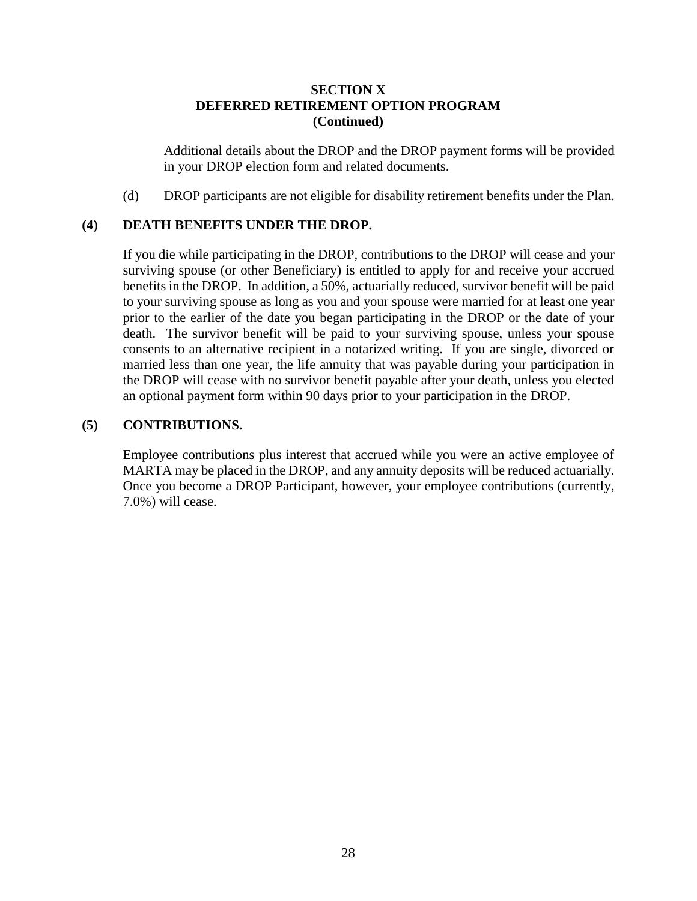## SECTION X
## DEFERRED RETIREMENT OPTION PROGRAM
## (Continued)

Additional details about the DROP and the DROP payment forms will be provided in your DROP election form and related documents.

(d) DROP participants are not eligible for disability retirement benefits under the Plan.

### (4) DEATH BENEFITS UNDER THE DROP.

If you die while participating in the DROP, contributions to the DROP will cease and your surviving spouse (or other Beneficiary) is entitled to apply for and receive your accrued benefits in the DROP. In addition, a 50%, actuarially reduced, survivor benefit will be paid to your surviving spouse as long as you and your spouse were married for at least one year prior to the earlier of the date you began participating in the DROP or the date of your death. The survivor benefit will be paid to your surviving spouse, unless your spouse consents to an alternative recipient in a notarized writing. If you are single, divorced or married less than one year, the life annuity that was payable during your participation in the DROP will cease with no survivor benefit payable after your death, unless you elected an optional payment form within 90 days prior to your participation in the DROP.

### (5) CONTRIBUTIONS.

Employee contributions plus interest that accrued while you were an active employee of MARTA may be placed in the DROP, and any annuity deposits will be reduced actuarially. Once you become a DROP Participant, however, your employee contributions (currently, 7.0%) will cease.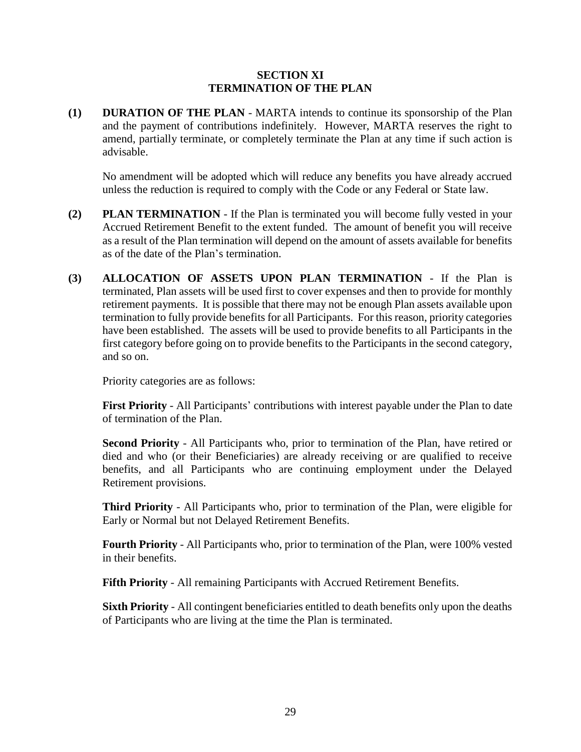## SECTION XI
## TERMINATION OF THE PLAN

**(1) DURATION OF THE PLAN** - MARTA intends to continue its sponsorship of the Plan and the payment of contributions indefinitely. However, MARTA reserves the right to amend, partially terminate, or completely terminate the Plan at any time if such action is advisable.

No amendment will be adopted which will reduce any benefits you have already accrued unless the reduction is required to comply with the Code or any Federal or State law.

**(2) PLAN TERMINATION** - If the Plan is terminated you will become fully vested in your Accrued Retirement Benefit to the extent funded. The amount of benefit you will receive as a result of the Plan termination will depend on the amount of assets available for benefits as of the date of the Plan's termination.

**(3) ALLOCATION OF ASSETS UPON PLAN TERMINATION** - If the Plan is terminated, Plan assets will be used first to cover expenses and then to provide for monthly retirement payments. It is possible that there may not be enough Plan assets available upon termination to fully provide benefits for all Participants. For this reason, priority categories have been established. The assets will be used to provide benefits to all Participants in the first category before going on to provide benefits to the Participants in the second category, and so on.

Priority categories are as follows:

**First Priority** - All Participants' contributions with interest payable under the Plan to date of termination of the Plan.

**Second Priority** - All Participants who, prior to termination of the Plan, have retired or died and who (or their Beneficiaries) are already receiving or are qualified to receive benefits, and all Participants who are continuing employment under the Delayed Retirement provisions.

**Third Priority** - All Participants who, prior to termination of the Plan, were eligible for Early or Normal but not Delayed Retirement Benefits.

**Fourth Priority** - All Participants who, prior to termination of the Plan, were 100% vested in their benefits.

**Fifth Priority** - All remaining Participants with Accrued Retirement Benefits.

**Sixth Priority** - All contingent beneficiaries entitled to death benefits only upon the deaths of Participants who are living at the time the Plan is terminated.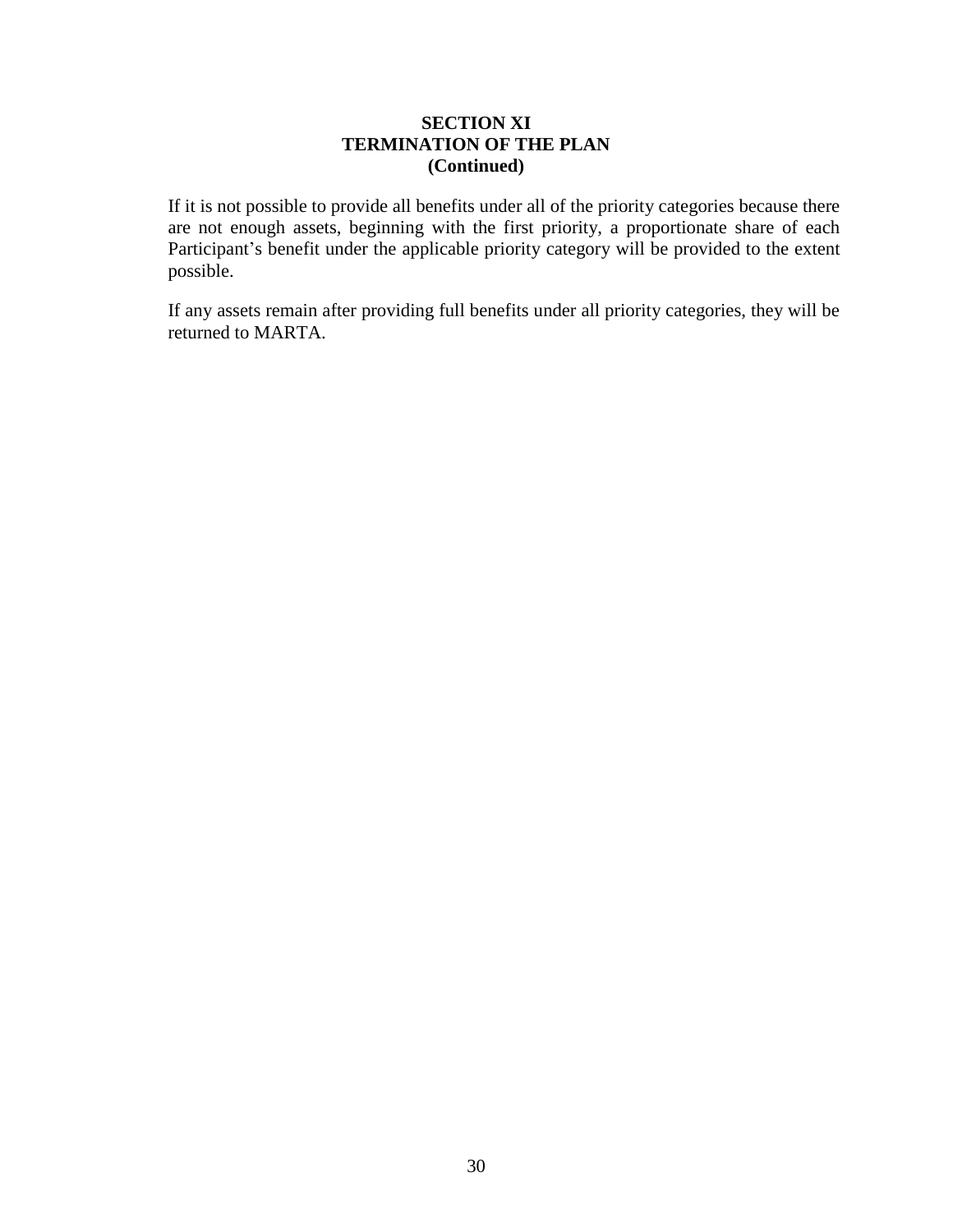## SECTION XI
## TERMINATION OF THE PLAN
## (Continued)

If it is not possible to provide all benefits under all of the priority categories because there are not enough assets, beginning with the first priority, a proportionate share of each Participant's benefit under the applicable priority category will be provided to the extent possible.

If any assets remain after providing full benefits under all priority categories, they will be returned to MARTA.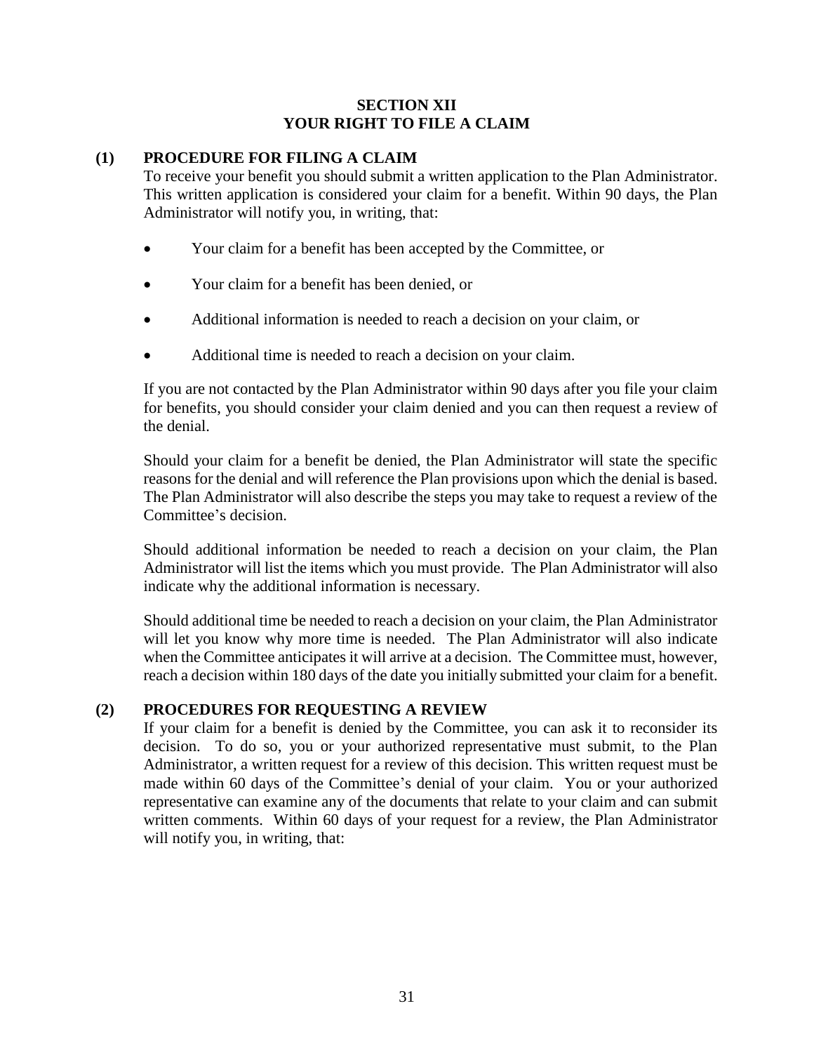# SECTION XII
# YOUR RIGHT TO FILE A CLAIM

## (1) PROCEDURE FOR FILING A CLAIM

To receive your benefit you should submit a written application to the Plan Administrator. This written application is considered your claim for a benefit. Within 90 days, the Plan Administrator will notify you, in writing, that:

- Your claim for a benefit has been accepted by the Committee, or
- Your claim for a benefit has been denied, or
- Additional information is needed to reach a decision on your claim, or
- Additional time is needed to reach a decision on your claim.

If you are not contacted by the Plan Administrator within 90 days after you file your claim for benefits, you should consider your claim denied and you can then request a review of the denial.

Should your claim for a benefit be denied, the Plan Administrator will state the specific reasons for the denial and will reference the Plan provisions upon which the denial is based. The Plan Administrator will also describe the steps you may take to request a review of the Committee's decision.

Should additional information be needed to reach a decision on your claim, the Plan Administrator will list the items which you must provide. The Plan Administrator will also indicate why the additional information is necessary.

Should additional time be needed to reach a decision on your claim, the Plan Administrator will let you know why more time is needed. The Plan Administrator will also indicate when the Committee anticipates it will arrive at a decision. The Committee must, however, reach a decision within 180 days of the date you initially submitted your claim for a benefit.

## (2) PROCEDURES FOR REQUESTING A REVIEW

If your claim for a benefit is denied by the Committee, you can ask it to reconsider its decision. To do so, you or your authorized representative must submit, to the Plan Administrator, a written request for a review of this decision. This written request must be made within 60 days of the Committee's denial of your claim. You or your authorized representative can examine any of the documents that relate to your claim and can submit written comments. Within 60 days of your request for a review, the Plan Administrator will notify you, in writing, that: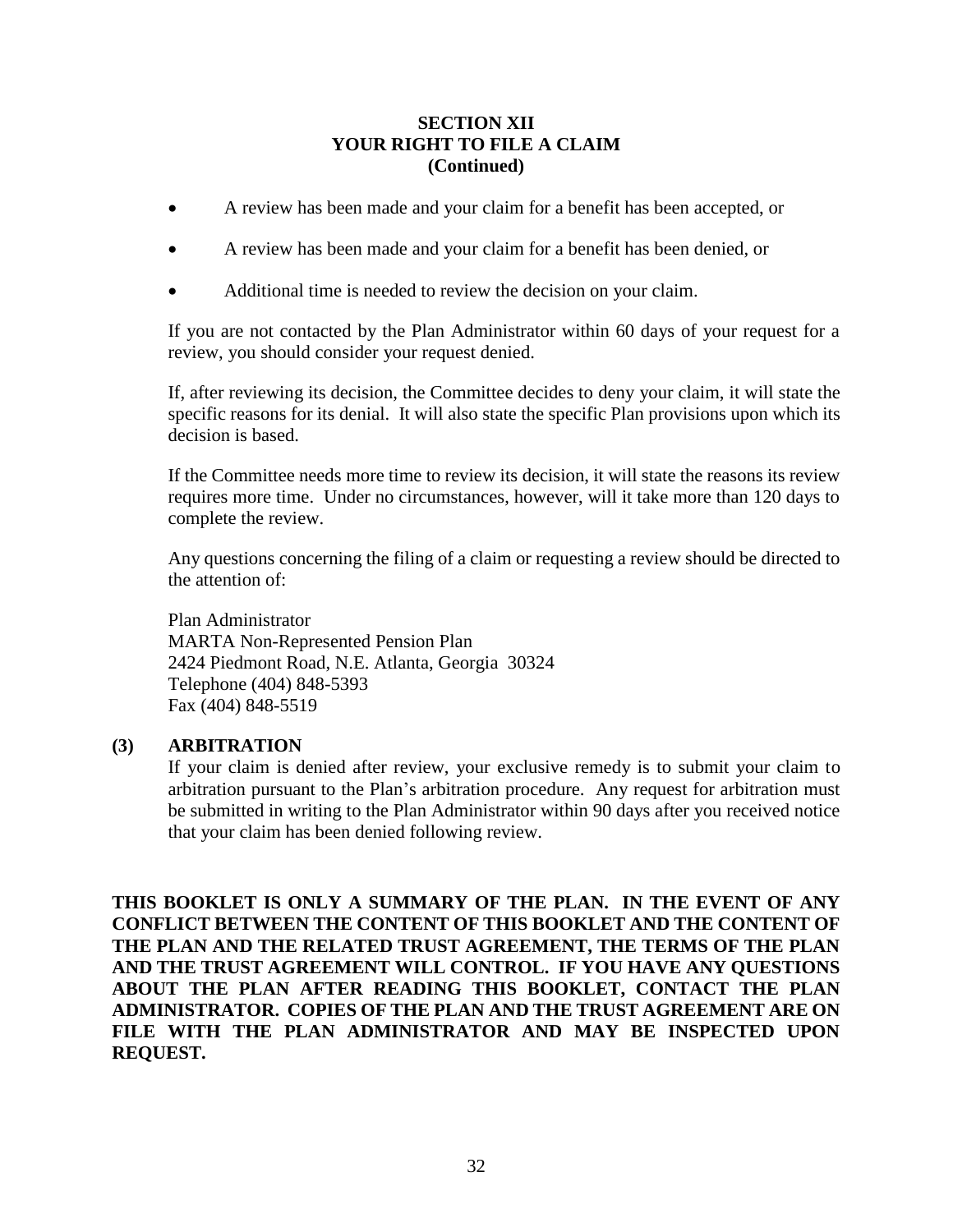## SECTION XII
## YOUR RIGHT TO FILE A CLAIM
## (Continued)

- A review has been made and your claim for a benefit has been accepted, or
- A review has been made and your claim for a benefit has been denied, or
- Additional time is needed to review the decision on your claim.

If you are not contacted by the Plan Administrator within 60 days of your request for a review, you should consider your request denied.

If, after reviewing its decision, the Committee decides to deny your claim, it will state the specific reasons for its denial. It will also state the specific Plan provisions upon which its decision is based.

If the Committee needs more time to review its decision, it will state the reasons its review requires more time. Under no circumstances, however, will it take more than 120 days to complete the review.

Any questions concerning the filing of a claim or requesting a review should be directed to the attention of:

Plan Administrator
MARTA Non-Represented Pension Plan
2424 Piedmont Road, N.E. Atlanta, Georgia 30324
Telephone (404) 848-5393
Fax (404) 848-5519

**(3) ARBITRATION**

If your claim is denied after review, your exclusive remedy is to submit your claim to arbitration pursuant to the Plan's arbitration procedure. Any request for arbitration must be submitted in writing to the Plan Administrator within 90 days after you received notice that your claim has been denied following review.

**THIS BOOKLET IS ONLY A SUMMARY OF THE PLAN. IN THE EVENT OF ANY CONFLICT BETWEEN THE CONTENT OF THIS BOOKLET AND THE CONTENT OF THE PLAN AND THE RELATED TRUST AGREEMENT, THE TERMS OF THE PLAN AND THE TRUST AGREEMENT WILL CONTROL. IF YOU HAVE ANY QUESTIONS ABOUT THE PLAN AFTER READING THIS BOOKLET, CONTACT THE PLAN ADMINISTRATOR. COPIES OF THE PLAN AND THE TRUST AGREEMENT ARE ON FILE WITH THE PLAN ADMINISTRATOR AND MAY BE INSPECTED UPON REQUEST.**